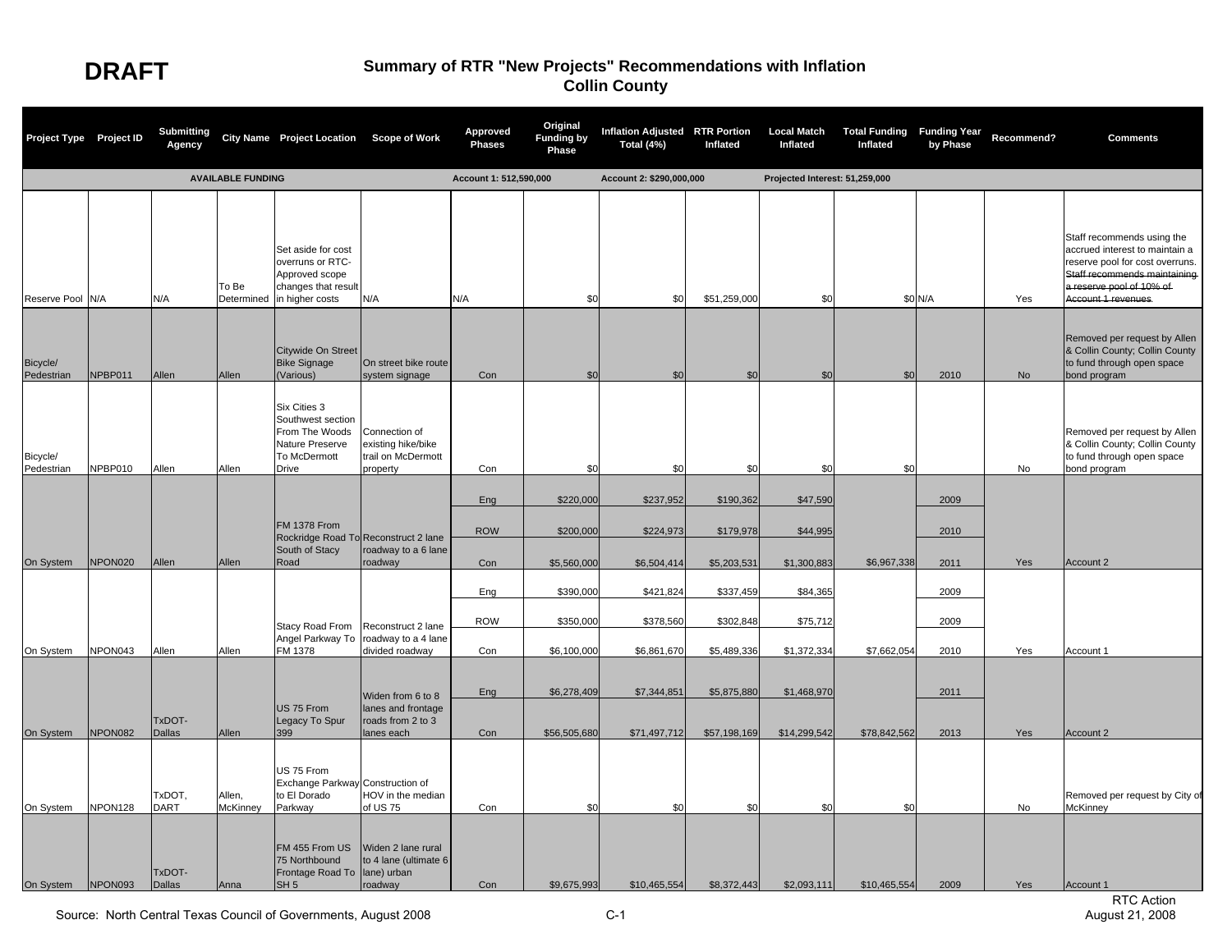**DRAFT**

# Summary of RTR "New Projects" Recommendations with Inflation
## Collin County

| Project Type | Project ID | Submitting Agency | City Name | Project Location | Scope of Work | Approved Phases | Original Funding by Phase | Inflation Adjusted Total (4%) | RTR Portion Inflated | Local Match Inflated | Total Funding Inflated | Funding Year by Phase | Recommend? | Comments |
|---|---|---|---|---|---|---|---|---|---|---|---|---|---|---|
| | | AVAILABLE FUNDING | | | | Account 1: 512,590,000 | | Account 2: $290,000,000 | | Projected Interest: 51,259,000 | | | | |
| Reserve Pool | N/A | N/A | To Be Determined | Set aside for cost overruns or RTC-Approved scope changes that result in higher costs | N/A | N/A | $0 | $0 | $51,259,000 | $0 | $0 | N/A | Yes | Staff recommends using the accrued interest to maintain a reserve pool for cost overruns. ~~Staff recommends maintaining a reserve pool of 10% of Account 1 revenues.~~ |
| Bicycle/ Pedestrian | NPBP011 | Allen | Allen | Citywide On Street Bike Signage (Various) | On street bike route system signage | Con | $0 | $0 | $0 | $0 | $0 | 2010 | No | Removed per request by Allen & Collin County; Collin County to fund through open space bond program |
| Bicycle/ Pedestrian | NPBP010 | Allen | Allen | Six Cities 3 Southwest section From The Woods Nature Preserve To McDermott Drive | Connection of existing hike/bike trail on McDermott property | Con | $0 | $0 | $0 | $0 | $0 | | No | Removed per request by Allen & Collin County; Collin County to fund through open space bond program |
| On System | NPON020 | Allen | Allen | FM 1378 From Rockridge Road To South of Stacy Road | Reconstruct 2 lane roadway to a 6 lane roadway | Eng | $220,000 | $237,952 | $190,362 | $47,590 | | 2009 | Yes | Account 2 |
| | | | | | | ROW | $200,000 | $224,973 | $179,978 | $44,995 | | 2010 | | |
| | | | | | | Con | $5,560,000 | $6,504,414 | $5,203,531 | $1,300,883 | $6,967,338 | 2011 | | |
| On System | NPON043 | Allen | Allen | Stacy Road From Angel Parkway To FM 1378 | Reconstruct 2 lane roadway to a 4 lane divided roadway | Eng | $390,000 | $421,824 | $337,459 | $84,365 | | 2009 | Yes | Account 1 |
| | | | | | | ROW | $350,000 | $378,560 | $302,848 | $75,712 | | 2009 | | |
| | | | | | | Con | $6,100,000 | $6,861,670 | $5,489,336 | $1,372,334 | $7,662,054 | 2010 | | |
| On System | NPON082 | TxDOT-Dallas | Allen | US 75 From Legacy To Spur 399 | Widen from 6 to 8 lanes and frontage roads from 2 to 3 lanes each | Eng | $6,278,409 | $7,344,851 | $5,875,880 | $1,468,970 | | 2011 | Yes | Account 2 |
| | | | | | | Con | $56,505,680 | $71,497,712 | $57,198,169 | $14,299,542 | $78,842,562 | 2013 | | |
| On System | NPON128 | TxDOT, DART | Allen, McKinney | US 75 From Exchange Parkway to El Dorado Parkway | Construction of HOV in the median of US 75 | Con | $0 | $0 | $0 | $0 | $0 | | No | Removed per request by City of McKinney |
| On System | NPON093 | TxDOT-Dallas | Anna | FM 455 From US 75 Northbound Frontage Road To SH 5 | Widen 2 lane rural to 4 lane (ultimate 6 lane) urban roadway | Con | $9,675,993 | $10,465,554 | $8,372,443 | $2,093,111 | $10,465,554 | 2009 | Yes | Account 1 |

Source: North Central Texas Council of Governments, August 2008

RTC Action
August 21, 2008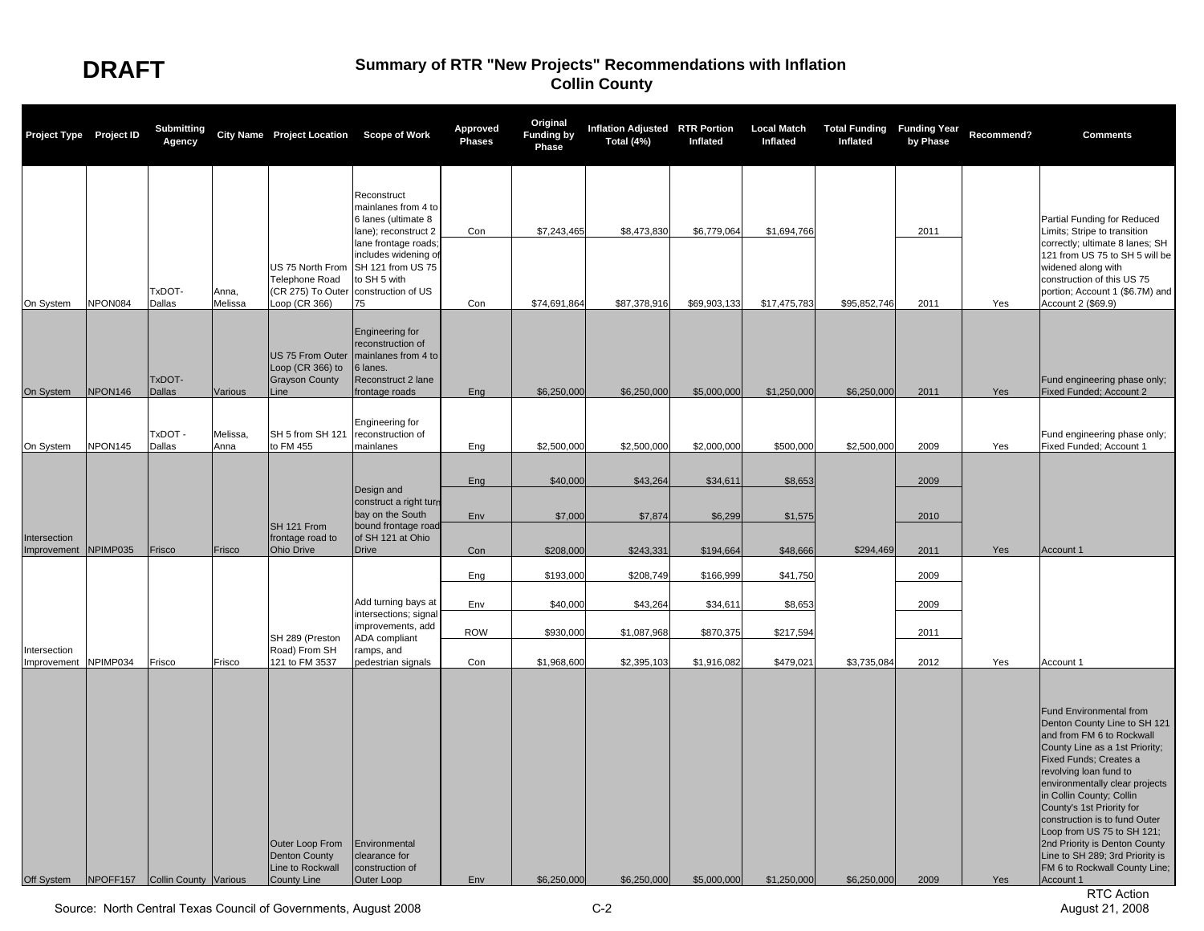**DRAFT**

## Summary of RTR "New Projects" Recommendations with Inflation
## Collin County

| Project Type | Project ID | Submitting Agency | City Name | Project Location | Scope of Work | Approved Phases | Original Funding by Phase | Inflation Adjusted Total (4%) | RTR Portion Inflated | Local Match Inflated | Total Funding Inflated | Funding Year by Phase | Recommend? | Comments |
|---|---|---|---|---|---|---|---|---|---|---|---|---|---|---|
| On System | NPON084 | TxDOT-Dallas | Anna, Melissa | US 75 North From Telephone Road (CR 275) To Outer Loop (CR 366) | Reconstruct mainlanes from 4 to 6 lanes (ultimate 8 lane); reconstruct 2 lane frontage roads; includes widening of SH 121 from US 75 to SH 5 with construction of US 75 | Con | $7,243,465 | $8,473,830 | $6,779,064 | $1,694,766 | | 2011 | | Partial Funding for Reduced Limits; Stripe to transition correctly; ultimate 8 lanes; SH 121 from US 75 to SH 5 will be widened along with construction of this US 75 portion; Account 1 ($6.7M) and Account 2 ($69.9) |
| | | | | | | Con | $74,691,864 | $87,378,916 | $69,903,133 | $17,475,783 | $95,852,746 | 2011 | Yes | |
| On System | NPON146 | TxDOT-Dallas | Various | US 75 From Outer Loop (CR 366) to Grayson County Line | Engineering for reconstruction of mainlanes from 4 to 6 lanes. Reconstruct 2 lane frontage roads | Eng | $6,250,000 | $6,250,000 | $5,000,000 | $1,250,000 | $6,250,000 | 2011 | Yes | Fund engineering phase only; Fixed Funded; Account 2 |
| On System | NPON145 | TxDOT - Dallas | Melissa, Anna | SH 5 from SH 121 to FM 455 | Engineering for reconstruction of mainlanes | Eng | $2,500,000 | $2,500,000 | $2,000,000 | $500,000 | $2,500,000 | 2009 | Yes | Fund engineering phase only; Fixed Funded; Account 1 |
| Intersection Improvement | NPIMP035 | Frisco | Frisco | SH 121 From frontage road to Ohio Drive | Design and construct a right turn bay on the South bound frontage road of SH 121 at Ohio Drive | Eng | $40,000 | $43,264 | $34,611 | $8,653 | | 2009 | | |
| | | | | | | Env | $7,000 | $7,874 | $6,299 | $1,575 | | 2010 | | |
| | | | | | | Con | $208,000 | $243,331 | $194,664 | $48,666 | $294,469 | 2011 | Yes | Account 1 |
| Intersection Improvement | NPIMP034 | Frisco | Frisco | SH 289 (Preston Road) From SH 121 to FM 3537 | Add turning bays at intersections; signal improvements, add ADA compliant ramps, and pedestrian signals | Eng | $193,000 | $208,749 | $166,999 | $41,750 | | 2009 | | |
| | | | | | | Env | $40,000 | $43,264 | $34,611 | $8,653 | | 2009 | | |
| | | | | | | ROW | $930,000 | $1,087,968 | $870,375 | $217,594 | | 2011 | | |
| | | | | | | Con | $1,968,600 | $2,395,103 | $1,916,082 | $479,021 | $3,735,084 | 2012 | Yes | Account 1 |
| Off System | NPOFF157 | Collin County | Various | Outer Loop From Denton County Line to Rockwall County Line | Environmental clearance for construction of Outer Loop | Env | $6,250,000 | $6,250,000 | $5,000,000 | $1,250,000 | $6,250,000 | 2009 | Yes | Fund Environmental from Denton County Line to SH 121 and from FM 6 to Rockwall County Line as a 1st Priority; Fixed Funds; Creates a revolving loan fund to environmentally clear projects in Collin County; Collin County's 1st Priority for construction is to fund Outer Loop from US 75 to SH 121; 2nd Priority is Denton County Line to SH 289; 3rd Priority is FM 6 to Rockwall County Line; Account 1 |

Source: North Central Texas Council of Governments, August 2008

RTC Action
August 21, 2008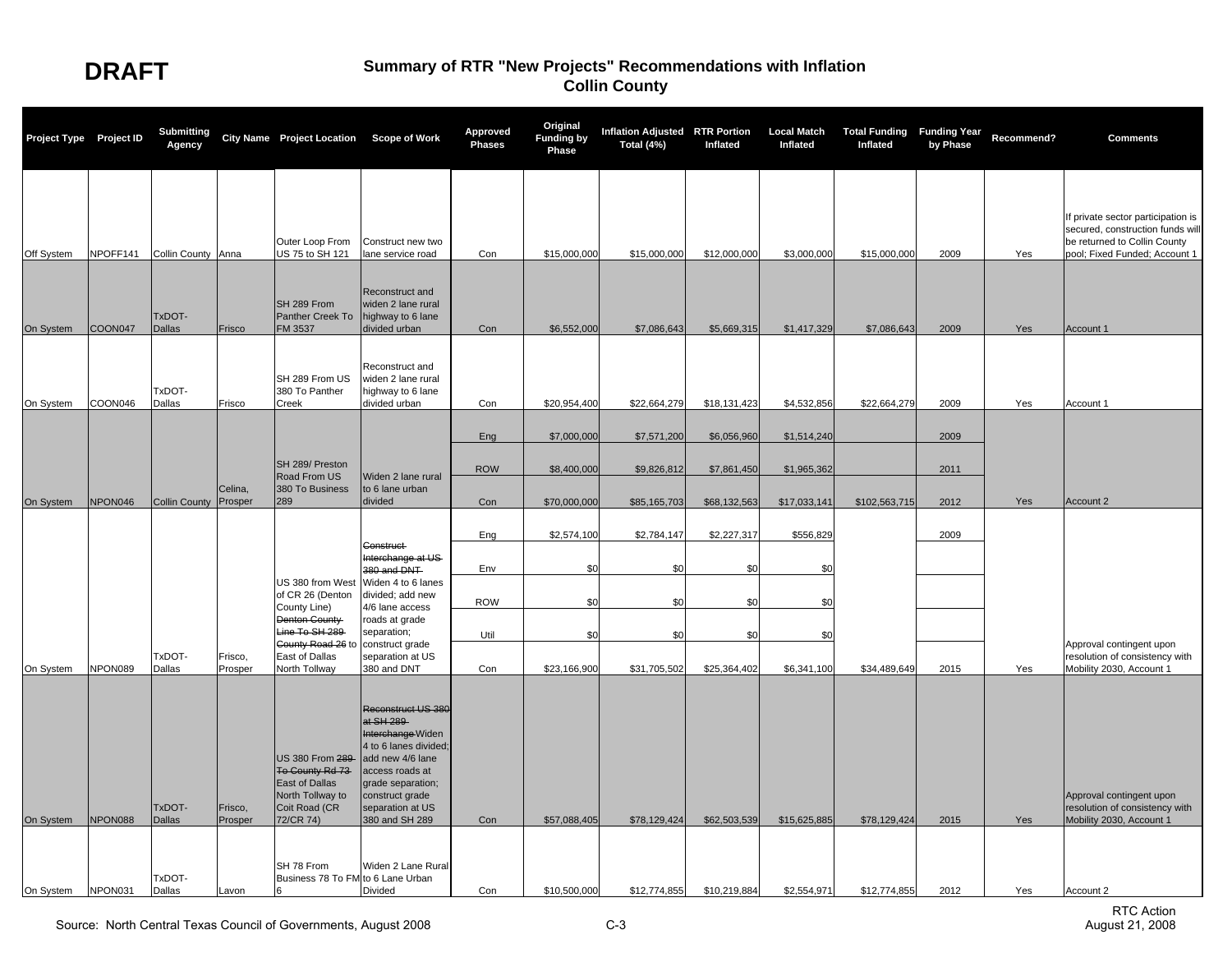**DRAFT**

# Summary of RTR "New Projects" Recommendations with Inflation
## Collin County

| Project Type | Project ID | Submitting Agency | City Name | Project Location | Scope of Work | Approved Phases | Original Funding by Phase | Inflation Adjusted Total (4%) | RTR Portion Inflated | Local Match Inflated | Total Funding Inflated | Funding Year by Phase | Recommend? | Comments |
|---|---|---|---|---|---|---|---|---|---|---|---|---|---|---|
| Off System | NPOFF141 | Collin County | Anna | Outer Loop From US 75 to SH 121 | Construct new two lane service road | Con | $15,000,000 | $15,000,000 | $12,000,000 | $3,000,000 | $15,000,000 | 2009 | Yes | If private sector participation is secured, construction funds will be returned to Collin County pool; Fixed Funded; Account 1 |
| On System | COON047 | TxDOT-Dallas | Frisco | SH 289 From Panther Creek To FM 3537 | Reconstruct and widen 2 lane rural highway to 6 lane divided urban | Con | $6,552,000 | $7,086,643 | $5,669,315 | $1,417,329 | $7,086,643 | 2009 | Yes | Account 1 |
| On System | COON046 | TxDOT-Dallas | Frisco | SH 289 From US 380 To Panther Creek | Reconstruct and widen 2 lane rural highway to 6 lane divided urban | Con | $20,954,400 | $22,664,279 | $18,131,423 | $4,532,856 | $22,664,279 | 2009 | Yes | Account 1 |
| On System | NPON046 | Collin County | Celina, Prosper | SH 289/ Preston Road From US 380 To Business 289 | Widen 2 lane rural to 6 lane urban divided | Eng | $7,000,000 | $7,571,200 | $6,056,960 | $1,514,240 | | 2009 | Yes | Account 2 |
| | | | | | | ROW | $8,400,000 | $9,826,812 | $7,861,450 | $1,965,362 | | 2011 | | |
| | | | | | | Con | $70,000,000 | $85,165,703 | $68,132,563 | $17,033,141 | $102,563,715 | 2012 | | |
| On System | NPON089 | TxDOT-Dallas | Frisco, Prosper | US 380 from West of CR 26 (Denton County Line) ~~Denton County Line To SH 289 County Road 26~~ to East of Dallas North Tollway | ~~Construct Interchange at US 380 and DNT~~ Widen 4 to 6 lanes divided; add new 4/6 lane access roads at grade separation; construct grade separation at US 380 and DNT | Eng | $2,574,100 | $2,784,147 | $2,227,317 | $556,829 | | 2009 | Yes | Approval contingent upon resolution of consistency with Mobility 2030, Account 1 |
| | | | | | | Env | $0 | $0 | $0 | $0 | | | | |
| | | | | | | ROW | $0 | $0 | $0 | $0 | | | | |
| | | | | | | Util | $0 | $0 | $0 | $0 | | | | |
| | | | | | | Con | $23,166,900 | $31,705,502 | $25,364,402 | $6,341,100 | $34,489,649 | 2015 | | |
| On System | NPON088 | TxDOT-Dallas | Frisco, Prosper | US 380 From ~~289 To County Rd 73~~ East of Dallas North Tollway to Coit Road (CR 72/CR 74) | ~~Reconstruct US 380 at SH 289 Interchange~~ Widen 4 to 6 lanes divided; add new 4/6 lane access roads at grade separation; construct grade separation at US 380 and SH 289 | Con | $57,088,405 | $78,129,424 | $62,503,539 | $15,625,885 | $78,129,424 | 2015 | Yes | Approval contingent upon resolution of consistency with Mobility 2030, Account 1 |
| On System | NPON031 | TxDOT-Dallas | Lavon | SH 78 From Business 78 To FM 6 | Widen 2 Lane Rural to 6 Lane Urban Divided | Con | $10,500,000 | $12,774,855 | $10,219,884 | $2,554,971 | $12,774,855 | 2012 | Yes | Account 2 |

Source: North Central Texas Council of Governments, August 2008

RTC Action
August 21, 2008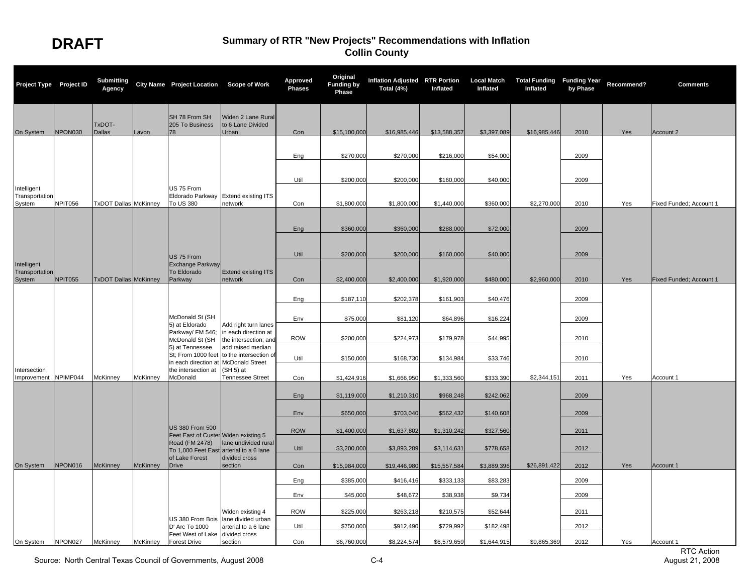**DRAFT**

# Summary of RTR "New Projects" Recommendations with Inflation
## Collin County

| Project Type | Project ID | Submitting Agency | City Name | Project Location | Scope of Work | Approved Phases | Original Funding by Phase | Inflation Adjusted Total (4%) | RTR Portion Inflated | Local Match Inflated | Total Funding Inflated | Funding Year by Phase | Recommend? | Comments |
|---|---|---|---|---|---|---|---|---|---|---|---|---|---|---|
| On System | NPON030 | TxDOT-Dallas | Lavon | SH 78 From SH 205 To Business 78 | Widen 2 Lane Rural to 6 Lane Divided Urban | Con | $15,100,000 | $16,985,446 | $13,588,357 | $3,397,089 | $16,985,446 | 2010 | Yes | Account 2 |
| | | | | | | Eng | $270,000 | $270,000 | $216,000 | $54,000 | | 2009 | | |
| | | | | | | Util | $200,000 | $200,000 | $160,000 | $40,000 | | 2009 | | |
| Intelligent Transportation System | NPIT056 | TxDOT Dallas | McKinney | US 75 From Eldorado Parkway To US 380 | Extend existing ITS network | Con | $1,800,000 | $1,800,000 | $1,440,000 | $360,000 | $2,270,000 | 2010 | Yes | Fixed Funded; Account 1 |
| | | | | | | Eng | $360,000 | $360,000 | $288,000 | $72,000 | | 2009 | | |
| | | | | | | Util | $200,000 | $200,000 | $160,000 | $40,000 | | 2009 | | |
| Intelligent Transportation System | NPIT055 | TxDOT Dallas | McKinney | US 75 From Exchange Parkway To Eldorado Parkway | Extend existing ITS network | Con | $2,400,000 | $2,400,000 | $1,920,000 | $480,000 | $2,960,000 | 2010 | Yes | Fixed Funded; Account 1 |
| | | | | | | Eng | $187,110 | $202,378 | $161,903 | $40,476 | | 2009 | | |
| | | | | | | Env | $75,000 | $81,120 | $64,896 | $16,224 | | 2009 | | |
| | | | | | | ROW | $200,000 | $224,973 | $179,978 | $44,995 | | 2010 | | |
| | | | | | | Util | $150,000 | $168,730 | $134,984 | $33,746 | | 2010 | | |
| Intersection Improvement | NPIMP044 | McKinney | McKinney | McDonald St (SH 5) at Eldorado Parkway/ FM 546; McDonald St (SH 5) at Tennessee St; From 1000 feet in each direction at the intersection at McDonald | Add right turn lanes in each direction at the intersection; and add raised median to the intersection of McDonald Street (SH 5) at Tennessee Street | Con | $1,424,916 | $1,666,950 | $1,333,560 | $333,390 | $2,344,151 | 2011 | Yes | Account 1 |
| | | | | | | Eng | $1,119,000 | $1,210,310 | $968,248 | $242,062 | | 2009 | | |
| | | | | | | Env | $650,000 | $703,040 | $562,432 | $140,608 | | 2009 | | |
| | | | | | | ROW | $1,400,000 | $1,637,802 | $1,310,242 | $327,560 | | 2011 | | |
| | | | | | | Util | $3,200,000 | $3,893,289 | $3,114,631 | $778,658 | | 2012 | | |
| On System | NPON016 | McKinney | McKinney | US 380 From 500 Feet East of Custer Road (FM 2478) To 1,000 Feet East of Lake Forest Drive | Widen existing 5 lane undivided rural arterial to a 6 lane divided cross section | Con | $15,984,000 | $19,446,980 | $15,557,584 | $3,889,396 | $26,891,422 | 2012 | Yes | Account 1 |
| | | | | | | Eng | $385,000 | $416,416 | $333,133 | $83,283 | | 2009 | | |
| | | | | | | Env | $45,000 | $48,672 | $38,938 | $9,734 | | 2009 | | |
| | | | | | | ROW | $225,000 | $263,218 | $210,575 | $52,644 | | 2011 | | |
| | | | | | | Util | $750,000 | $912,490 | $729,992 | $182,498 | | 2012 | | |
| On System | NPON027 | McKinney | McKinney | US 380 From Bois D' Arc To 1000 Feet West of Lake Forest Drive | Widen existing 4 lane divided urban arterial to a 6 lane divided cross section | Con | $6,760,000 | $8,224,574 | $6,579,659 | $1,644,915 | $9,865,369 | 2012 | Yes | Account 1 |

Source: North Central Texas Council of Governments, August 2008

RTC Action
August 21, 2008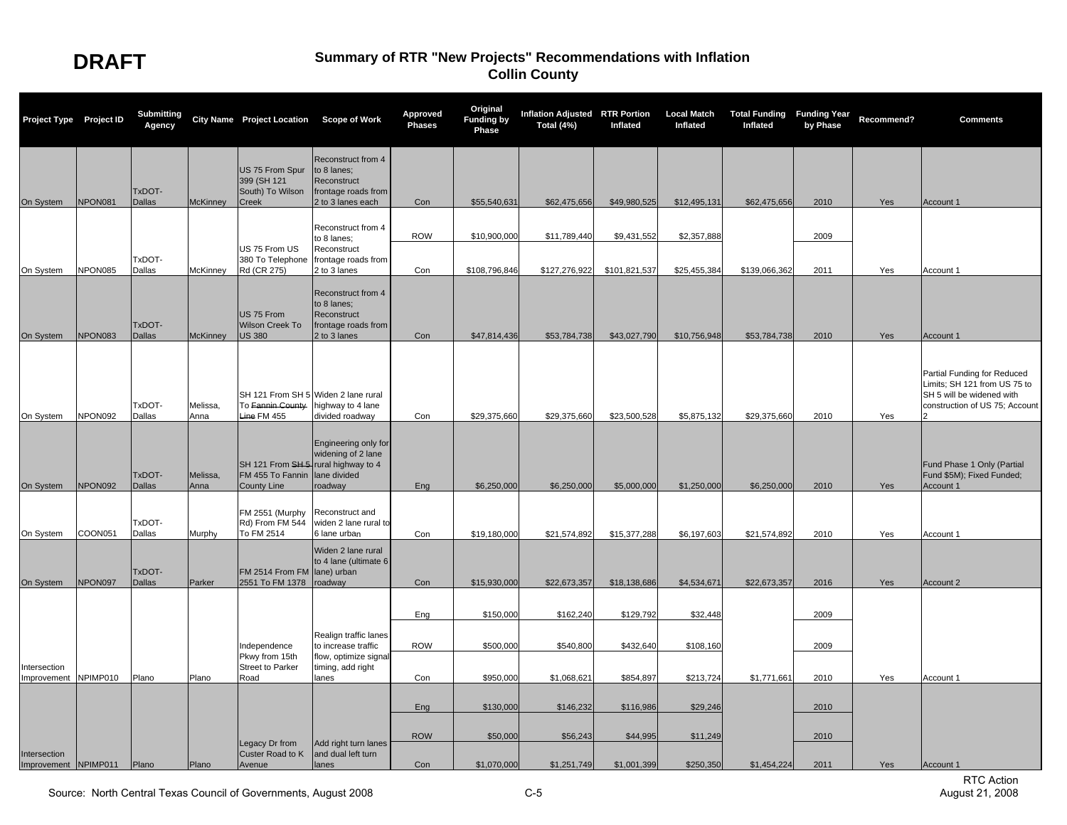**DRAFT**

# Summary of RTR "New Projects" Recommendations with Inflation
## Collin County

| Project Type | Project ID | Submitting Agency | City Name | Project Location | Scope of Work | Approved Phases | Original Funding by Phase | Inflation Adjusted Total (4%) | RTR Portion Inflated | Local Match Inflated | Total Funding Inflated | Funding Year by Phase | Recommend? | Comments |
|---|---|---|---|---|---|---|---|---|---|---|---|---|---|---|
| On System | NPON081 | TxDOT-Dallas | McKinney | US 75 From Spur 399 (SH 121 South) To Wilson Creek | Reconstruct from 4 to 8 lanes; Reconstruct frontage roads from 2 to 3 lanes each | Con | $55,540,631 | $62,475,656 | $49,980,525 | $12,495,131 | $62,475,656 | 2010 | Yes | Account 1 |
| On System | NPON085 | TxDOT-Dallas | McKinney | US 75 From US 380 To Telephone Rd (CR 275) | Reconstruct from 4 to 8 lanes; Reconstruct frontage roads from 2 to 3 lanes | ROW | $10,900,000 | $11,789,440 | $9,431,552 | $2,357,888 | | 2009 | | |
| | | | | | | Con | $108,796,846 | $127,276,922 | $101,821,537 | $25,455,384 | $139,066,362 | 2011 | Yes | Account 1 |
| On System | NPON083 | TxDOT-Dallas | McKinney | US 75 From Wilson Creek To US 380 | Reconstruct from 4 to 8 lanes; Reconstruct frontage roads from 2 to 3 lanes | Con | $47,814,436 | $53,784,738 | $43,027,790 | $10,756,948 | $53,784,738 | 2010 | Yes | Account 1 |
| On System | NPON092 | TxDOT-Dallas | Melissa, Anna | SH 121 From SH 5 To ~~Fannin County Line~~ FM 455 | Widen 2 lane rural highway to 4 lane divided roadway | Con | $29,375,660 | $29,375,660 | $23,500,528 | $5,875,132 | $29,375,660 | 2010 | Yes | Partial Funding for Reduced Limits; SH 121 from US 75 to SH 5 will be widened with construction of US 75; Account 2 |
| On System | NPON092 | TxDOT-Dallas | Melissa, Anna | SH 121 From ~~SH 5~~ FM 455 To Fannin County Line | Engineering only for widening of 2 lane rural highway to 4 lane divided roadway | Eng | $6,250,000 | $6,250,000 | $5,000,000 | $1,250,000 | $6,250,000 | 2010 | Yes | Fund Phase 1 Only (Partial Fund $5M); Fixed Funded; Account 1 |
| On System | COON051 | TxDOT-Dallas | Murphy | FM 2551 (Murphy Rd) From FM 544 To FM 2514 | Reconstruct and widen 2 lane rural to 6 lane urban | Con | $19,180,000 | $21,574,892 | $15,377,288 | $6,197,603 | $21,574,892 | 2010 | Yes | Account 1 |
| On System | NPON097 | TxDOT-Dallas | Parker | FM 2514 From FM 2551 To FM 1378 | Widen 2 lane rural to 4 lane (ultimate 6 lane) urban roadway | Con | $15,930,000 | $22,673,357 | $18,138,686 | $4,534,671 | $22,673,357 | 2016 | Yes | Account 2 |
| Intersection Improvement | NPIMP010 | Plano | Plano | Independence Pkwy from 15th Street to Parker Road | Realign traffic lanes to increase traffic flow, optimize signal timing, add right lanes | Eng | $150,000 | $162,240 | $129,792 | $32,448 | | 2009 | | |
| | | | | | | ROW | $500,000 | $540,800 | $432,640 | $108,160 | | 2009 | | |
| | | | | | | Con | $950,000 | $1,068,621 | $854,897 | $213,724 | $1,771,661 | 2010 | Yes | Account 1 |
| Intersection Improvement | NPIMP011 | Plano | Plano | Legacy Dr from Custer Road to K Avenue | Add right turn lanes and dual left turn lanes | Eng | $130,000 | $146,232 | $116,986 | $29,246 | | 2010 | | |
| | | | | | | ROW | $50,000 | $56,243 | $44,995 | $11,249 | | 2010 | | |
| | | | | | | Con | $1,070,000 | $1,251,749 | $1,001,399 | $250,350 | $1,454,224 | 2011 | Yes | Account 1 |

Source: North Central Texas Council of Governments, August 2008

C-5

RTC Action
August 21, 2008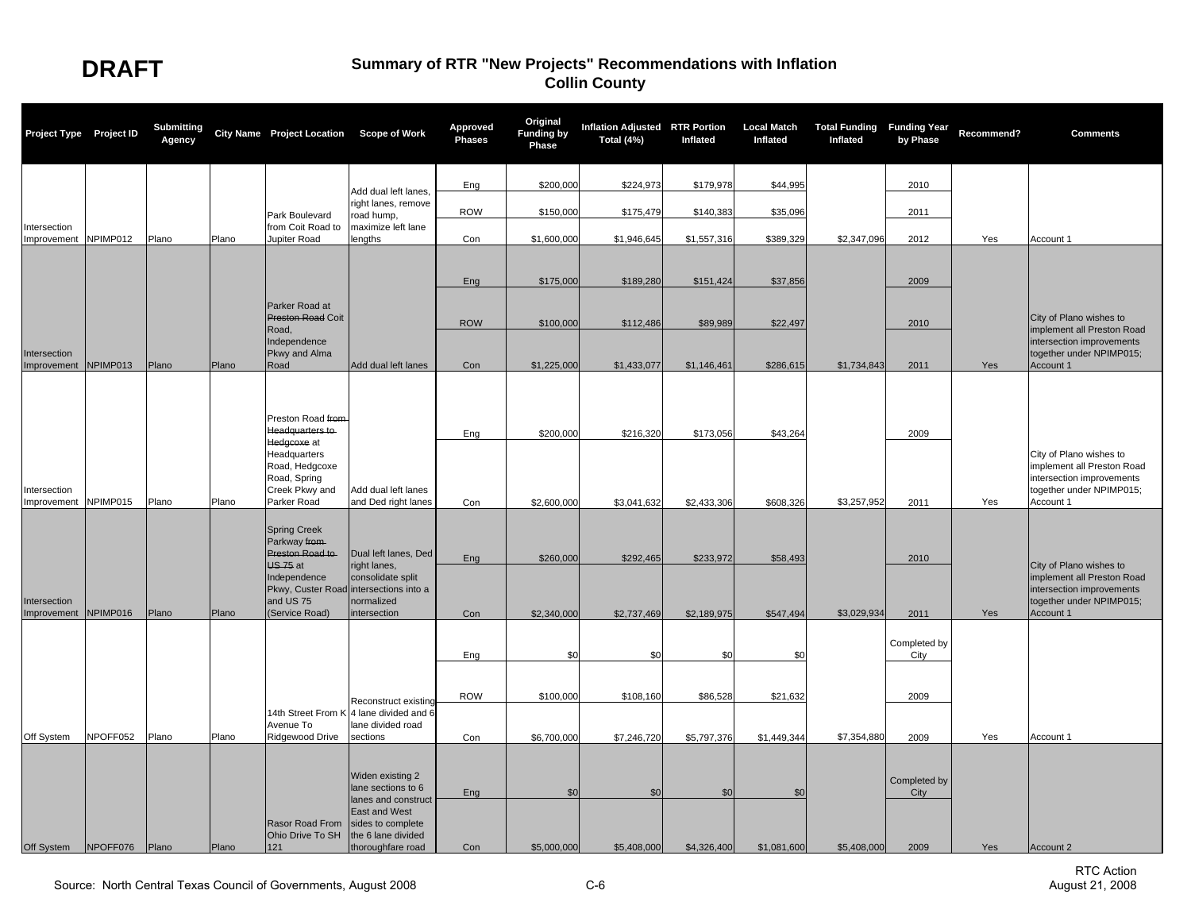**DRAFT**

# Summary of RTR "New Projects" Recommendations with Inflation
## Collin County

| Project Type | Project ID | Submitting Agency | City Name | Project Location | Scope of Work | Approved Phases | Original Funding by Phase | Inflation Adjusted Total (4%) | RTR Portion Inflated | Local Match Inflated | Total Funding Inflated | Funding Year by Phase | Recommend? | Comments |
|---|---|---|---|---|---|---|---|---|---|---|---|---|---|---|
| Intersection Improvement | NPIMP012 | Plano | Plano | Park Boulevard from Coit Road to Jupiter Road | Add dual left lanes, right lanes, remove road hump, maximize left lane lengths | Eng | $200,000 | $224,973 | $179,978 | $44,995 | | 2010 | | |
| | | | | | | ROW | $150,000 | $175,479 | $140,383 | $35,096 | | 2011 | | |
| | | | | | | Con | $1,600,000 | $1,946,645 | $1,557,316 | $389,329 | $2,347,096 | 2012 | Yes | Account 1 |
| Intersection Improvement | NPIMP013 | Plano | Plano | Parker Road at ~~Preston Road~~ Coit Road, Independence Pkwy and Alma Road | Add dual left lanes | Eng | $175,000 | $189,280 | $151,424 | $37,856 | | 2009 | | |
| | | | | | | ROW | $100,000 | $112,486 | $89,989 | $22,497 | | 2010 | | |
| | | | | | | Con | $1,225,000 | $1,433,077 | $1,146,461 | $286,615 | $1,734,843 | 2011 | Yes | City of Plano wishes to implement all Preston Road intersection improvements together under NPIMP015; Account 1 |
| Intersection Improvement | NPIMP015 | Plano | Plano | Preston Road ~~from Headquarters to Hedgcoxe~~ at Headquarters Road, Hedgcoxe Road, Spring Creek Pkwy and Parker Road | Add dual left lanes and Ded right lanes | Eng | $200,000 | $216,320 | $173,056 | $43,264 | | 2009 | | |
| | | | | | | Con | $2,600,000 | $3,041,632 | $2,433,306 | $608,326 | $3,257,952 | 2011 | Yes | City of Plano wishes to implement all Preston Road intersection improvements together under NPIMP015; Account 1 |
| Intersection Improvement | NPIMP016 | Plano | Plano | Spring Creek Parkway ~~from Preston Road to US 75~~ at Independence Pkwy, Custer Road and US 75 (Service Road) | Dual left lanes, Ded right lanes, consolidate split intersections into a normalized intersection | Eng | $260,000 | $292,465 | $233,972 | $58,493 | | 2010 | | |
| | | | | | | Con | $2,340,000 | $2,737,469 | $2,189,975 | $547,494 | $3,029,934 | 2011 | Yes | City of Plano wishes to implement all Preston Road intersection improvements together under NPIMP015; Account 1 |
| Off System | NPOFF052 | Plano | Plano | 14th Street From K Avenue To Ridgewood Drive | Reconstruct existing 4 lane divided and 6 lane divided road sections | Eng | $0 | $0 | $0 | $0 | | Completed by City | | |
| | | | | | | ROW | $100,000 | $108,160 | $86,528 | $21,632 | | 2009 | | |
| | | | | | | Con | $6,700,000 | $7,246,720 | $5,797,376 | $1,449,344 | $7,354,880 | 2009 | Yes | Account 1 |
| Off System | NPOFF076 | Plano | Plano | Rasor Road From Ohio Drive To SH 121 | Widen existing 2 lane sections to 6 lanes and construct East and West sides to complete the 6 lane divided thoroughfare road | Eng | $0 | $0 | $0 | $0 | | Completed by City | | |
| | | | | | | Con | $5,000,000 | $5,408,000 | $4,326,400 | $1,081,600 | $5,408,000 | 2009 | Yes | Account 2 |

Source: North Central Texas Council of Governments, August 2008

RTC Action
August 21, 2008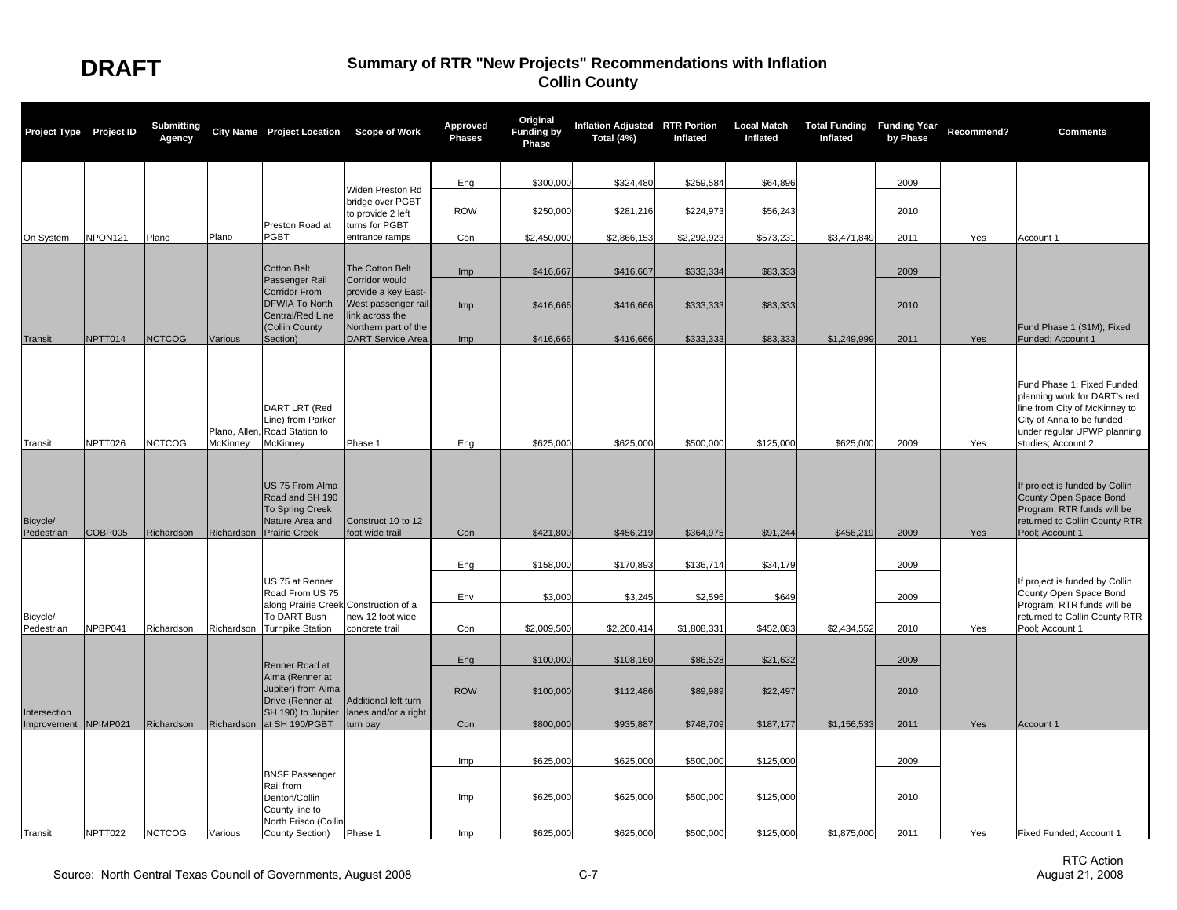**DRAFT**

# Summary of RTR "New Projects" Recommendations with Inflation
## Collin County

| Project Type | Project ID | Submitting Agency | City Name | Project Location | Scope of Work | Approved Phases | Original Funding by Phase | Inflation Adjusted Total (4%) | RTR Portion Inflated | Local Match Inflated | Total Funding Inflated | Funding Year by Phase | Recommend? | Comments |
|---|---|---|---|---|---|---|---|---|---|---|---|---|---|---|
| On System | NPON121 | Plano | Plano | Preston Road at PGBT | Widen Preston Rd bridge over PGBT to provide 2 left turns for PGBT entrance ramps | Eng | $300,000 | $324,480 | $259,584 | $64,896 | | 2009 | | |
| | | | | | | ROW | $250,000 | $281,216 | $224,973 | $56,243 | | 2010 | | |
| | | | | | | Con | $2,450,000 | $2,866,153 | $2,292,923 | $573,231 | $3,471,849 | 2011 | Yes | Account 1 |
| Transit | NPTT014 | NCTCOG | Various | Cotton Belt Passenger Rail Corridor From DFWIA To North Central/Red Line (Collin County Section) | The Cotton Belt Corridor would provide a key East-West passenger rail link across the Northern part of the DART Service Area | Imp | $416,667 | $416,667 | $333,334 | $83,333 | | 2009 | | |
| | | | | | | Imp | $416,666 | $416,666 | $333,333 | $83,333 | | 2010 | | |
| | | | | | | Imp | $416,666 | $416,666 | $333,333 | $83,333 | $1,249,999 | 2011 | Yes | Fund Phase 1 ($1M); Fixed Funded; Account 1 |
| Transit | NPTT026 | NCTCOG | Plano, Allen, McKinney | DART LRT (Red Line) from Parker Road Station to McKinney | Phase 1 | Eng | $625,000 | $625,000 | $500,000 | $125,000 | $625,000 | 2009 | Yes | Fund Phase 1; Fixed Funded; planning work for DART's red line from City of McKinney to City of Anna to be funded under regular UPWP planning studies; Account 2 |
| Bicycle/ Pedestrian | COBP005 | Richardson | Richardson | US 75 From Alma Road and SH 190 To Spring Creek Nature Area and Prairie Creek | Construct 10 to 12 foot wide trail | Con | $421,800 | $456,219 | $364,975 | $91,244 | $456,219 | 2009 | Yes | If project is funded by Collin County Open Space Bond Program; RTR funds will be returned to Collin County RTR Pool; Account 1 |
| Bicycle/ Pedestrian | NPBP041 | Richardson | Richardson | US 75 at Renner Road From US 75 along Prairie Creek To DART Bush Turnpike Station | Construction of a new 12 foot wide concrete trail | Eng | $158,000 | $170,893 | $136,714 | $34,179 | | 2009 | | |
| | | | | | | Env | $3,000 | $3,245 | $2,596 | $649 | | 2009 | | |
| | | | | | | Con | $2,009,500 | $2,260,414 | $1,808,331 | $452,083 | $2,434,552 | 2010 | Yes | If project is funded by Collin County Open Space Bond Program; RTR funds will be returned to Collin County RTR Pool; Account 1 |
| Intersection Improvement | NPIMP021 | Richardson | Richardson | Renner Road at Alma (Renner at Jupiter) from Alma Drive (Renner at SH 190) to Jupiter at SH 190/PGBT | Additional left turn lanes and/or a right turn bay | Eng | $100,000 | $108,160 | $86,528 | $21,632 | | 2009 | | |
| | | | | | | ROW | $100,000 | $112,486 | $89,989 | $22,497 | | 2010 | | |
| | | | | | | Con | $800,000 | $935,887 | $748,709 | $187,177 | $1,156,533 | 2011 | Yes | Account 1 |
| Transit | NPTT022 | NCTCOG | Various | BNSF Passenger Rail from Denton/Collin County line to North Frisco (Collin County Section) | Phase 1 | Imp | $625,000 | $625,000 | $500,000 | $125,000 | | 2009 | | |
| | | | | | | Imp | $625,000 | $625,000 | $500,000 | $125,000 | | 2010 | | |
| | | | | | | Imp | $625,000 | $625,000 | $500,000 | $125,000 | $1,875,000 | 2011 | Yes | Fixed Funded; Account 1 |

Source: North Central Texas Council of Governments, August 2008

RTC Action
August 21, 2008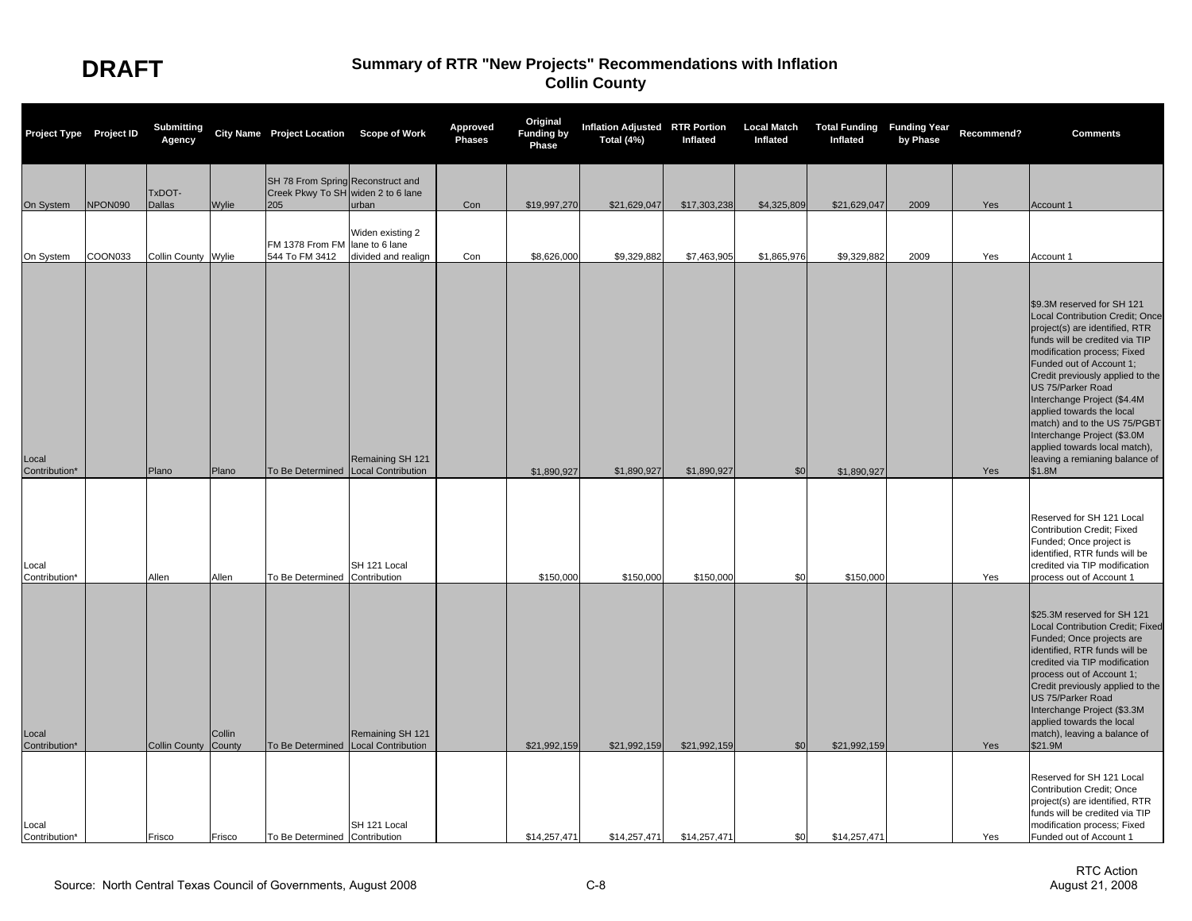**DRAFT**

## Summary of RTR "New Projects" Recommendations with Inflation
## Collin County

| Project Type | Project ID | Submitting Agency | City Name | Project Location | Scope of Work | Approved Phases | Original Funding by Phase | Inflation Adjusted Total (4%) | RTR Portion Inflated | Local Match Inflated | Total Funding Inflated | Funding Year by Phase | Recommend? | Comments |
|---|---|---|---|---|---|---|---|---|---|---|---|---|---|---|
| On System | NPON090 | TxDOT-Dallas | Wylie | SH 78 From Spring Creek Pkwy To SH 205 | Reconstruct and widen 2 to 6 lane urban | Con | $19,997,270 | $21,629,047 | $17,303,238 | $4,325,809 | $21,629,047 | 2009 | Yes | Account 1 |
| On System | COON033 | Collin County | Wylie | FM 1378 From FM 544 To FM 3412 | Widen existing 2 lane to 6 lane divided and realign | Con | $8,626,000 | $9,329,882 | $7,463,905 | $1,865,976 | $9,329,882 | 2009 | Yes | Account 1 |
| Local Contribution* | | Plano | Plano | To Be Determined | Remaining SH 121 Local Contribution | | $1,890,927 | $1,890,927 | $1,890,927 | $0 | $1,890,927 | | Yes | $9.3M reserved for SH 121 Local Contribution Credit; Once project(s) are identified, RTR funds will be credited via TIP modification process; Fixed Funded out of Account 1; Credit previously applied to the US 75/Parker Road Interchange Project ($4.4M applied towards the local match) and to the US 75/PGBT Interchange Project ($3.0M applied towards local match), leaving a remianing balance of $1.8M |
| Local Contribution* | | Allen | Allen | To Be Determined | SH 121 Local Contribution | | $150,000 | $150,000 | $150,000 | $0 | $150,000 | | Yes | Reserved for SH 121 Local Contribution Credit; Fixed Funded; Once project is identified, RTR funds will be credited via TIP modification process out of Account 1 |
| Local Contribution* | | Collin County | Collin County | To Be Determined | Remaining SH 121 Local Contribution | | $21,992,159 | $21,992,159 | $21,992,159 | $0 | $21,992,159 | | Yes | $25.3M reserved for SH 121 Local Contribution Credit; Fixed Funded; Once projects are identified, RTR funds will be credited via TIP modification process out of Account 1; Credit previously applied to the US 75/Parker Road Interchange Project ($3.3M applied towards the local match), leaving a balance of $21.9M |
| Local Contribution* | | Frisco | Frisco | To Be Determined | SH 121 Local Contribution | | $14,257,471 | $14,257,471 | $14,257,471 | $0 | $14,257,471 | | Yes | Reserved for SH 121 Local Contribution Credit; Once project(s) are identified, RTR funds will be credited via TIP modification process; Fixed Funded out of Account 1 |

Source: North Central Texas Council of Governments, August 2008

RTC Action
August 21, 2008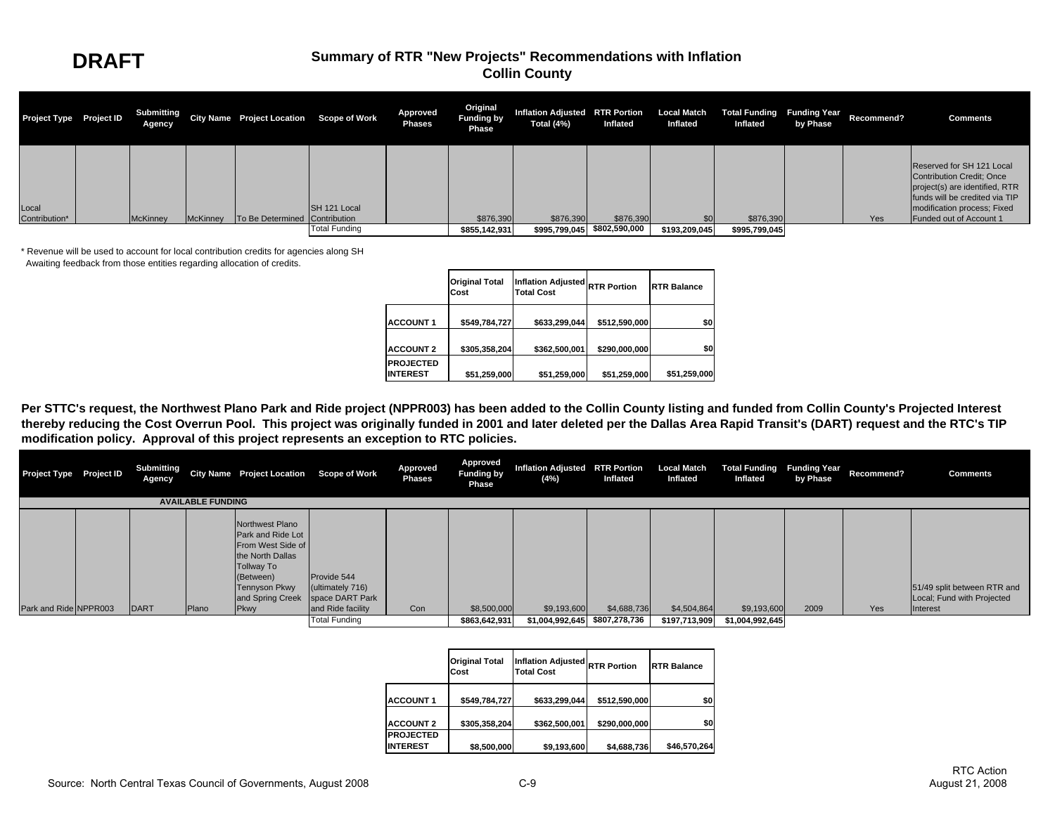**DRAFT**

## Summary of RTR "New Projects" Recommendations with Inflation
## Collin County

| Project Type | Project ID | Submitting Agency | City Name | Project Location | Scope of Work | Approved Phases | Original Funding by Phase | Inflation Adjusted Total (4%) | RTR Portion Inflated | Local Match Inflated | Total Funding Inflated | Funding Year by Phase | Recommend? | Comments |
|---|---|---|---|---|---|---|---|---|---|---|---|---|---|---|
| Local Contribution* | | McKinney | McKinney | To Be Determined | SH 121 Local Contribution | | $876,390 | $876,390 | $876,390 | $0 | $876,390 | | Yes | Reserved for SH 121 Local Contribution Credit; Once project(s) are identified, RTR funds will be credited via TIP modification process; Fixed Funded out of Account 1 |
| | | | | | Total Funding | | $855,142,931 | $995,799,045 | $802,590,000 | $193,209,045 | $995,799,045 | | | |

* Revenue will be used to account for local contribution credits for agencies along SH
  Awaiting feedback from those entities regarding allocation of credits.

| | Original Total Cost | Inflation Adjusted Total Cost | RTR Portion | RTR Balance |
|---|---|---|---|---|
| ACCOUNT 1 | $549,784,727 | $633,299,044 | $512,590,000 | $0 |
| ACCOUNT 2 | $305,358,204 | $362,500,001 | $290,000,000 | $0 |
| PROJECTED INTEREST | $51,259,000 | $51,259,000 | $51,259,000 | $51,259,000 |

**Per STTC's request, the Northwest Plano Park and Ride project (NPPR003) has been added to the Collin County listing and funded from Collin County's Projected Interest thereby reducing the Cost Overrun Pool. This project was originally funded in 2001 and later deleted per the Dallas Area Rapid Transit's (DART) request and the RTC's TIP modification policy. Approval of this project represents an exception to RTC policies.**

| Project Type | Project ID | Submitting Agency | City Name | Project Location | Scope of Work | Approved Phases | Approved Funding by Phase | Inflation Adjusted (4%) | RTR Portion Inflated | Local Match Inflated | Total Funding Inflated | Funding Year by Phase | Recommend? | Comments |
|---|---|---|---|---|---|---|---|---|---|---|---|---|---|---|
| | | AVAILABLE FUNDING | | | | | | | | | | | | |
| Park and Ride | NPPR003 | DART | Plano | Northwest Plano Park and Ride Lot From West Side of the North Dallas Tollway To (Between) Tennyson Pkwy and Spring Creek Pkwy | Provide 544 (ultimately 716) space DART Park and Ride facility | Con | $8,500,000 | $9,193,600 | $4,688,736 | $4,504,864 | $9,193,600 | 2009 | Yes | 51/49 split between RTR and Local; Fund with Projected Interest |
| | | | | | Total Funding | | $863,642,931 | $1,004,992,645 | $807,278,736 | $197,713,909 | $1,004,992,645 | | | |

| | Original Total Cost | Inflation Adjusted Total Cost | RTR Portion | RTR Balance |
|---|---|---|---|---|
| ACCOUNT 1 | $549,784,727 | $633,299,044 | $512,590,000 | $0 |
| ACCOUNT 2 | $305,358,204 | $362,500,001 | $290,000,000 | $0 |
| PROJECTED INTEREST | $8,500,000 | $9,193,600 | $4,688,736 | $46,570,264 |

Source: North Central Texas Council of Governments, August 2008

RTC Action
August 21, 2008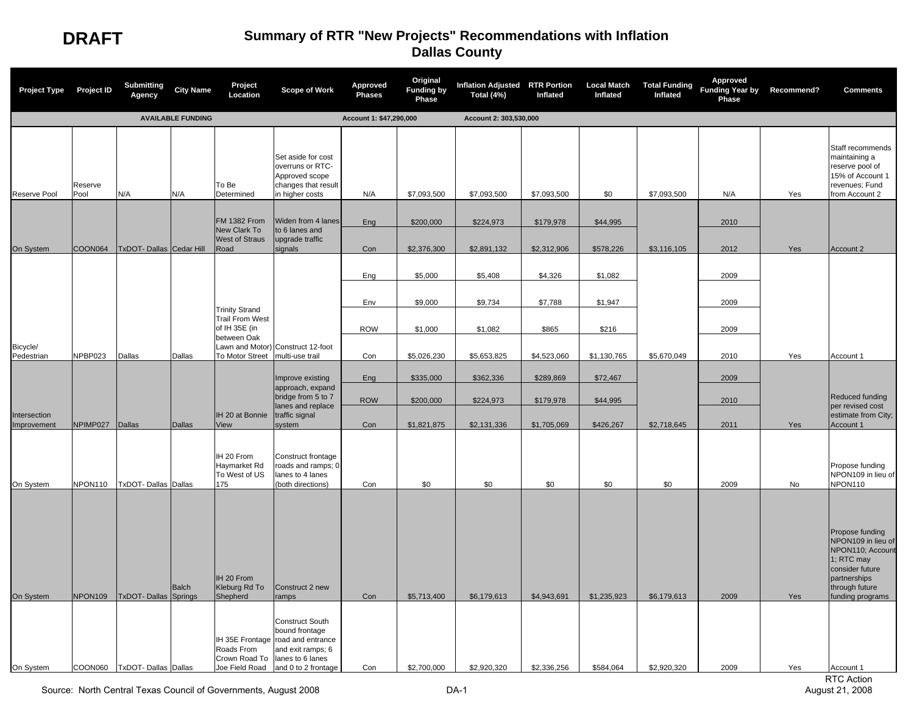**DRAFT**

# Summary of RTR "New Projects" Recommendations with Inflation
## Dallas County

| Project Type | Project ID | Submitting Agency | City Name | Project Location | Scope of Work | Approved Phases | Original Funding by Phase | Inflation Adjusted Total (4%) | RTR Portion Inflated | Local Match Inflated | Total Funding Inflated | Approved Funding Year by Phase | Recommend? | Comments |
|---|---|---|---|---|---|---|---|---|---|---|---|---|---|---|
| | | AVAILABLE FUNDING | | | | Account 1: $47,290,000 | | Account 2: 303,530,000 | | | | | | |
| Reserve Pool | Reserve Pool | N/A | N/A | To Be Determined | Set aside for cost overruns or RTC-Approved scope changes that result in higher costs | N/A | $7,093,500 | $7,093,500 | $7,093,500 | $0 | $7,093,500 | N/A | Yes | Staff recommends maintaining a reserve pool of 15% of Account 1 revenues; Fund from Account 2 |
| On System | COON064 | TxDOT- Dallas | Cedar Hill | FM 1382 From New Clark To West of Straus Road | Widen from 4 lanes to 6 lanes and upgrade traffic signals | Eng | $200,000 | $224,973 | $179,978 | $44,995 | | 2010 | | |
| | | | | | | Con | $2,376,300 | $2,891,132 | $2,312,906 | $578,226 | $3,116,105 | 2012 | Yes | Account 2 |
| Bicycle/ Pedestrian | NPBP023 | Dallas | Dallas | Trinity Strand Trail From West of IH 35E (in between Oak Lawn and Motor) To Motor Street | Construct 12-foot multi-use trail | Eng | $5,000 | $5,408 | $4,326 | $1,082 | | 2009 | | |
| | | | | | | Env | $9,000 | $9,734 | $7,788 | $1,947 | | 2009 | | |
| | | | | | | ROW | $1,000 | $1,082 | $865 | $216 | | 2009 | | |
| | | | | | | Con | $5,026,230 | $5,653,825 | $4,523,060 | $1,130,765 | $5,670,049 | 2010 | Yes | Account 1 |
| Intersection Improvement | NPIMP027 | Dallas | Dallas | IH 20 at Bonnie View | Improve existing approach, expand bridge from 5 to 7 lanes and replace traffic signal system | Eng | $335,000 | $362,336 | $289,869 | $72,467 | | 2009 | | |
| | | | | | | ROW | $200,000 | $224,973 | $179,978 | $44,995 | | 2010 | | |
| | | | | | | Con | $1,821,875 | $2,131,336 | $1,705,069 | $426,267 | $2,718,645 | 2011 | Yes | Reduced funding per revised cost estimate from City; Account 1 |
| On System | NPON110 | TxDOT- Dallas | Dallas | IH 20 From Haymarket Rd To West of US 175 | Construct frontage roads and ramps; 0 lanes to 4 lanes (both directions) | Con | $0 | $0 | $0 | $0 | $0 | 2009 | No | Propose funding NPON109 in lieu of NPON110 |
| On System | NPON109 | TxDOT- Dallas | Balch Springs | IH 20 From Kleburg Rd To Shepherd | Construct 2 new ramps | Con | $5,713,400 | $6,179,613 | $4,943,691 | $1,235,923 | $6,179,613 | 2009 | Yes | Propose funding NPON109 in lieu of NPON110; Account 1; RTC may consider future partnerships through future funding programs |
| On System | COON060 | TxDOT- Dallas | Dallas | IH 35E Frontage Roads From Crown Road To Joe Field Road | Construct South bound frontage road and entrance and exit ramps; 6 lanes to 6 lanes and 0 to 2 frontage | Con | $2,700,000 | $2,920,320 | $2,336,256 | $584,064 | $2,920,320 | 2009 | Yes | Account 1 |

Source: North Central Texas Council of Governments, August 2008

RTC Action
August 21, 2008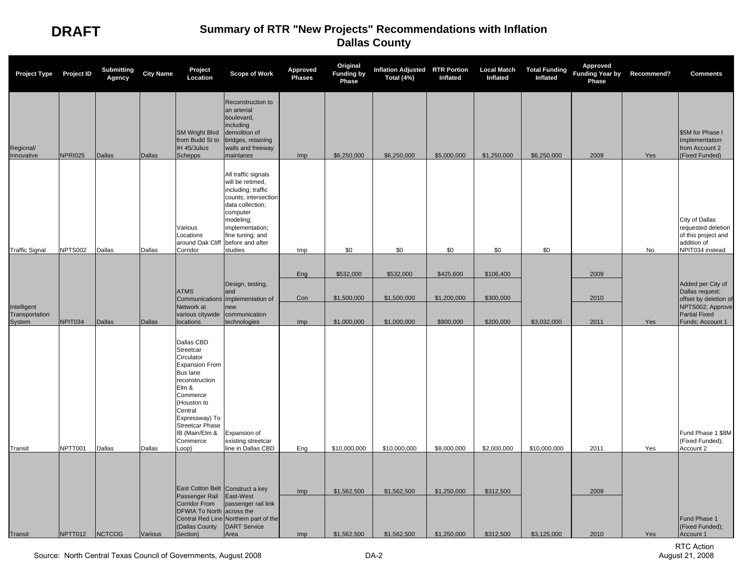**DRAFT**

# Summary of RTR "New Projects" Recommendations with Inflation
## Dallas County

| Project Type | Project ID | Submitting Agency | City Name | Project Location | Scope of Work | Approved Phases | Original Funding by Phase | Inflation Adjusted Total (4%) | RTR Portion Inflated | Local Match Inflated | Total Funding Inflated | Approved Funding Year by Phase | Recommend? | Comments |
|---|---|---|---|---|---|---|---|---|---|---|---|---|---|---|
| Regional/ Innovative | NPRI025 | Dallas | Dallas | SM Wright Blvd from Budd St to IH 45/Julius Schepps | Reconstruction to an arterial boulevard, including demolition of bridges, retaining walls and freeway mainlanes | Imp | $6,250,000 | $6,250,000 | $5,000,000 | $1,250,000 | $6,250,000 | 2009 | Yes | $5M for Phase I Implementation from Account 2 (Fixed Funded) |
| Traffic Signal | NPTS002 | Dallas | Dallas | Various Locations around Oak Cliff Corridor | All traffic signals will be retimed, including; traffic counts; intersection data collection; computer modeling; implementation; fine tuning; and before and after studies | Imp | $0 | $0 | $0 | $0 | $0 | | No | City of Dallas requested deletion of this project and addition of NPIT034 instead |
| Intelligent Transportation System | NPIT034 | Dallas | Dallas | ATMS Communications Network at various citywide locations | Design, testing, and implementation of new communication technologies | Eng | $532,000 | $532,000 | $425,600 | $106,400 | | 2009 | | Added per City of Dallas request; offset by deletion of NPTS002; Approve Partial Fixed Funds; Account 1 |
| | | | | | | Con | $1,500,000 | $1,500,000 | $1,200,000 | $300,000 | | 2010 | | |
| | | | | | | Imp | $1,000,000 | $1,000,000 | $800,000 | $200,000 | $3,032,000 | 2011 | Yes | |
| Transit | NPTT001 | Dallas | Dallas | Dallas CBD Streetcar Circulator Expansion From Bus lane reconstruction Elm & Commerce (Houston to Central Expressway) To Streetcar Phase IB (Main/Elm & Commerce Loop) | Expansion of existing streetcar line in Dallas CBD | Eng | $10,000,000 | $10,000,000 | $8,000,000 | $2,000,000 | $10,000,000 | 2011 | Yes | Fund Phase 1 $8M (Fixed Funded); Account 2 |
| Transit | NPTT012 | NCTCOG | Various | East Cotton Belt Passenger Rail Corridor From DFWIA To North Central Red Line (Dallas County Section) | Construct a key East-West passenger rail link across the Northern part of the DART Service Area | Imp | $1,562,500 | $1,562,500 | $1,250,000 | $312,500 | | 2009 | | Fund Phase 1 (Fixed Funded); Account 1 |
| | | | | | | Imp | $1,562,500 | $1,562,500 | $1,250,000 | $312,500 | $3,125,000 | 2010 | Yes | |

Source: North Central Texas Council of Governments, August 2008

RTC Action
August 21, 2008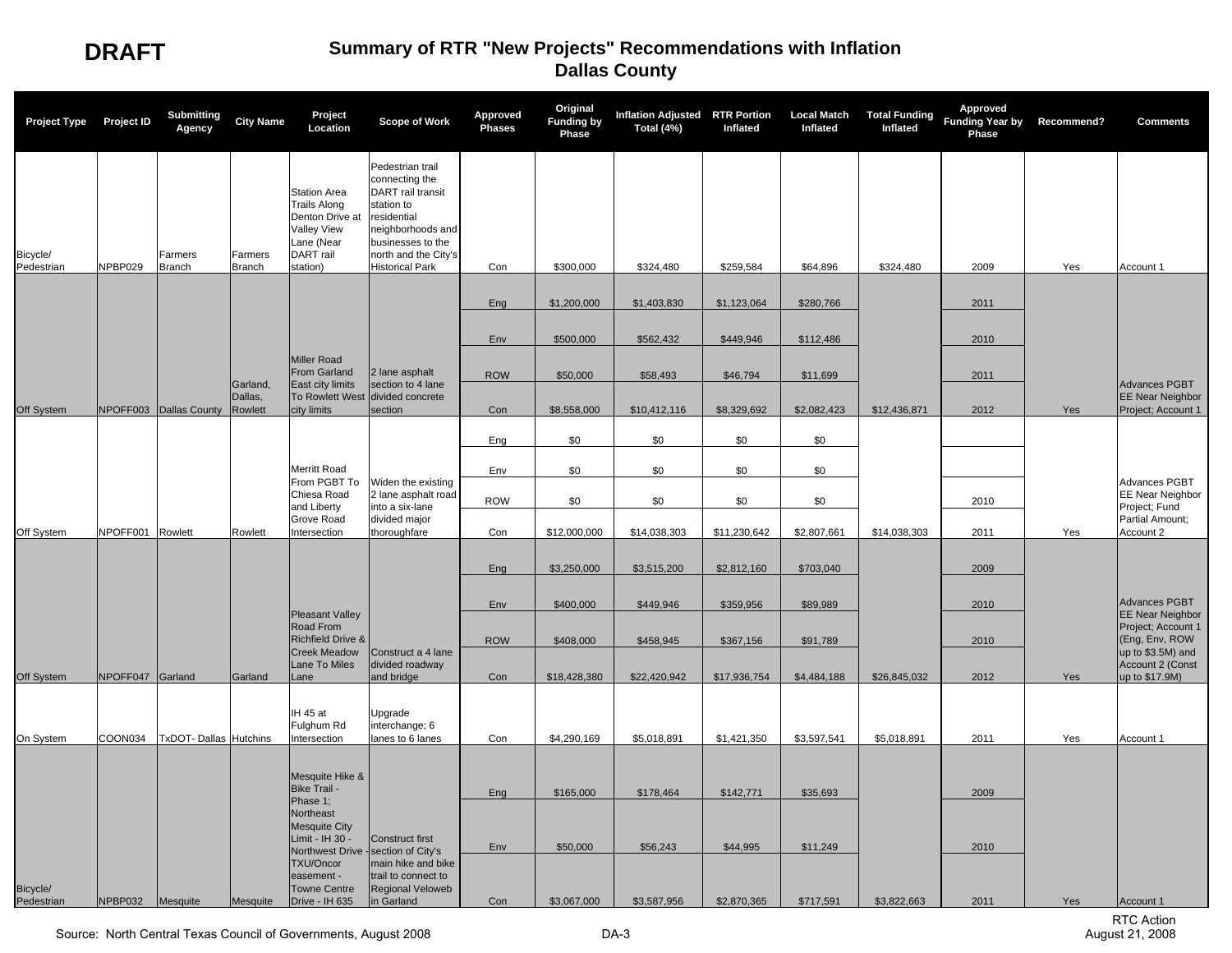**DRAFT**

# Summary of RTR "New Projects" Recommendations with Inflation
## Dallas County

| Project Type | Project ID | Submitting Agency | City Name | Project Location | Scope of Work | Approved Phases | Original Funding by Phase | Inflation Adjusted Total (4%) | RTR Portion Inflated | Local Match Inflated | Total Funding Inflated | Approved Funding Year by Phase | Recommend? | Comments |
|---|---|---|---|---|---|---|---|---|---|---|---|---|---|---|
| Bicycle/ Pedestrian | NPBP029 | Farmers Branch | Farmers Branch | Station Area Trails Along Denton Drive at Valley View Lane (Near DART rail station) | Pedestrian trail connecting the DART rail transit station to residential neighborhoods and businesses to the north and the City's Historical Park | Con | $300,000 | $324,480 | $259,584 | $64,896 | $324,480 | 2009 | Yes | Account 1 |
| Off System | NPOFF003 | Dallas County | Garland, Dallas, Rowlett | Miller Road From Garland East city limits To Rowlett West city limits | 2 lane asphalt section to 4 lane divided concrete section | Eng | $1,200,000 | $1,403,830 | $1,123,064 | $280,766 | $12,436,871 | 2011 | Yes | Advances PGBT EE Near Neighbor Project; Account 1 |
| | | | | | | Env | $500,000 | $562,432 | $449,946 | $112,486 | | 2010 | | |
| | | | | | | ROW | $50,000 | $58,493 | $46,794 | $11,699 | | 2011 | | |
| | | | | | | Con | $8,558,000 | $10,412,116 | $8,329,692 | $2,082,423 | | 2012 | | |
| Off System | NPOFF001 | Rowlett | Rowlett | Merritt Road From PGBT To Chiesa Road and Liberty Grove Road Intersection | Widen the existing 2 lane asphalt road into a six-lane divided major thoroughfare | Eng | $0 | $0 | $0 | $0 | $14,038,303 | | Yes | Advances PGBT EE Near Neighbor Project; Fund Partial Amount; Account 2 |
| | | | | | | Env | $0 | $0 | $0 | $0 | | | | |
| | | | | | | ROW | $0 | $0 | $0 | $0 | | 2010 | | |
| | | | | | | Con | $12,000,000 | $14,038,303 | $11,230,642 | $2,807,661 | | 2011 | | |
| Off System | NPOFF047 | Garland | Garland | Pleasant Valley Road From Richfield Drive & Creek Meadow Lane To Miles Lane | Construct a 4 lane divided roadway and bridge | Eng | $3,250,000 | $3,515,200 | $2,812,160 | $703,040 | $26,845,032 | 2009 | Yes | Advances PGBT EE Near Neighbor Project; Account 1 (Eng, Env, ROW up to $3.5M) and Account 2 (Const up to $17.9M) |
| | | | | | | Env | $400,000 | $449,946 | $359,956 | $89,989 | | 2010 | | |
| | | | | | | ROW | $408,000 | $458,945 | $367,156 | $91,789 | | 2010 | | |
| | | | | | | Con | $18,428,380 | $22,420,942 | $17,936,754 | $4,484,188 | | 2012 | | |
| On System | COON034 | TxDOT- Dallas | Hutchins | IH 45 at Fulghum Rd Intersection | Upgrade interchange; 6 lanes to 6 lanes | Con | $4,290,169 | $5,018,891 | $1,421,350 | $3,597,541 | $5,018,891 | 2011 | Yes | Account 1 |
| Bicycle/ Pedestrian | NPBP032 | Mesquite | Mesquite | Mesquite Hike & Bike Trail - Phase 1; Northeast Mesquite City Limit - IH 30 - Northwest Drive - TXU/Oncor easement - Towne Centre Drive - IH 635 | Construct first section of City's main hike and bike trail to connect to Regional Veloweb in Garland | Eng | $165,000 | $178,464 | $142,771 | $35,693 | $3,822,663 | 2009 | Yes | Account 1 |
| | | | | | | Env | $50,000 | $56,243 | $44,995 | $11,249 | | 2010 | | |
| | | | | | | Con | $3,067,000 | $3,587,956 | $2,870,365 | $717,591 | | 2011 | | |

Source: North Central Texas Council of Governments, August 2008

RTC Action
August 21, 2008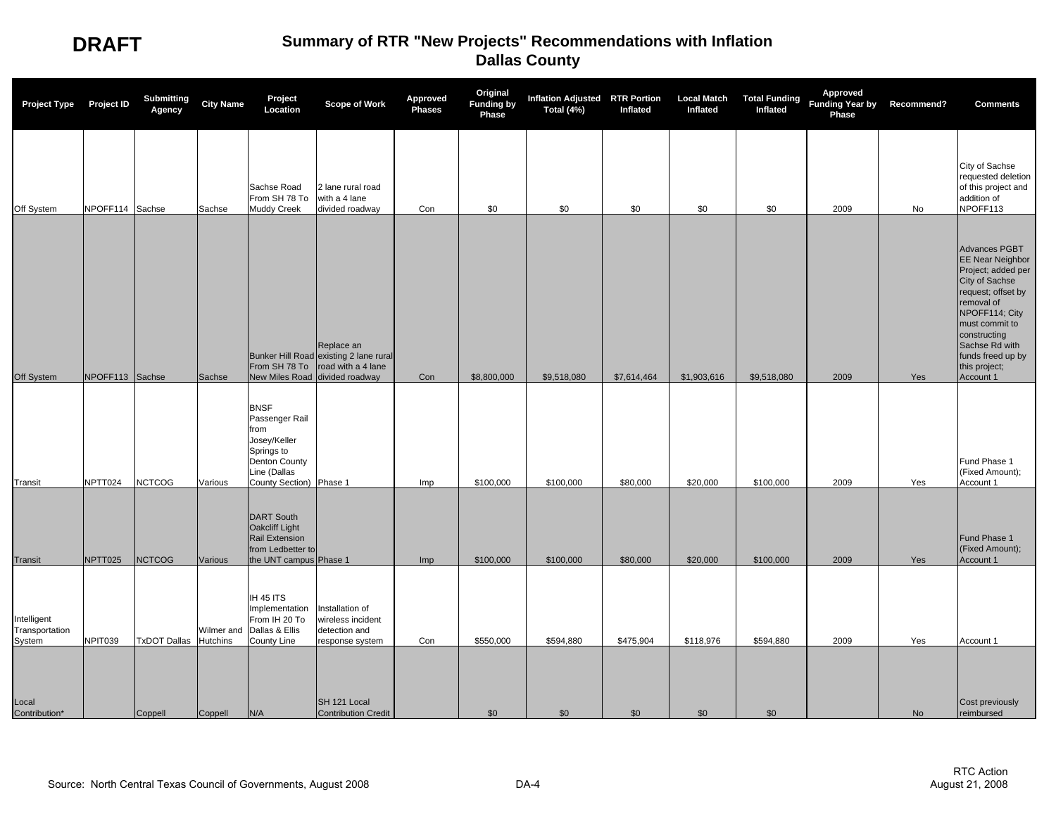**DRAFT**

# Summary of RTR "New Projects" Recommendations with Inflation
## Dallas County

| Project Type | Project ID | Submitting Agency | City Name | Project Location | Scope of Work | Approved Phases | Original Funding by Phase | Inflation Adjusted Total (4%) | RTR Portion Inflated | Local Match Inflated | Total Funding Inflated | Approved Funding Year by Phase | Recommend? | Comments |
|---|---|---|---|---|---|---|---|---|---|---|---|---|---|---|
| Off System | NPOFF114 | Sachse | Sachse | Sachse Road From SH 78 To Muddy Creek | 2 lane rural road with a 4 lane divided roadway | Con | $0 | $0 | $0 | $0 | $0 | 2009 | No | City of Sachse requested deletion of this project and addition of NPOFF113 |
| Off System | NPOFF113 | Sachse | Sachse | Bunker Hill Road From SH 78 To New Miles Road | Replace an existing 2 lane rural road with a 4 lane divided roadway | Con | $8,800,000 | $9,518,080 | $7,614,464 | $1,903,616 | $9,518,080 | 2009 | Yes | Advances PGBT EE Near Neighbor Project; added per City of Sachse request; offset by removal of NPOFF114; City must commit to constructing Sachse Rd with funds freed up by this project; Account 1 |
| Transit | NPTT024 | NCTCOG | Various | BNSF Passenger Rail from Josey/Keller Springs to Denton County Line (Dallas County Section) | Phase 1 | Imp | $100,000 | $100,000 | $80,000 | $20,000 | $100,000 | 2009 | Yes | Fund Phase 1 (Fixed Amount); Account 1 |
| Transit | NPTT025 | NCTCOG | Various | DART South Oakcliff Light Rail Extension from Ledbetter to the UNT campus | Phase 1 | Imp | $100,000 | $100,000 | $80,000 | $20,000 | $100,000 | 2009 | Yes | Fund Phase 1 (Fixed Amount); Account 1 |
| Intelligent Transportation System | NPIT039 | TxDOT Dallas | Wilmer and Hutchins | IH 45 ITS Implementation From IH 20 To Dallas & Ellis County Line | Installation of wireless incident detection and response system | Con | $550,000 | $594,880 | $475,904 | $118,976 | $594,880 | 2009 | Yes | Account 1 |
| Local Contribution* | | Coppell | Coppell | N/A | SH 121 Local Contribution Credit | | $0 | $0 | $0 | $0 | $0 | | No | Cost previously reimbursed |

Source: North Central Texas Council of Governments, August 2008

DA-4

RTC Action
August 21, 2008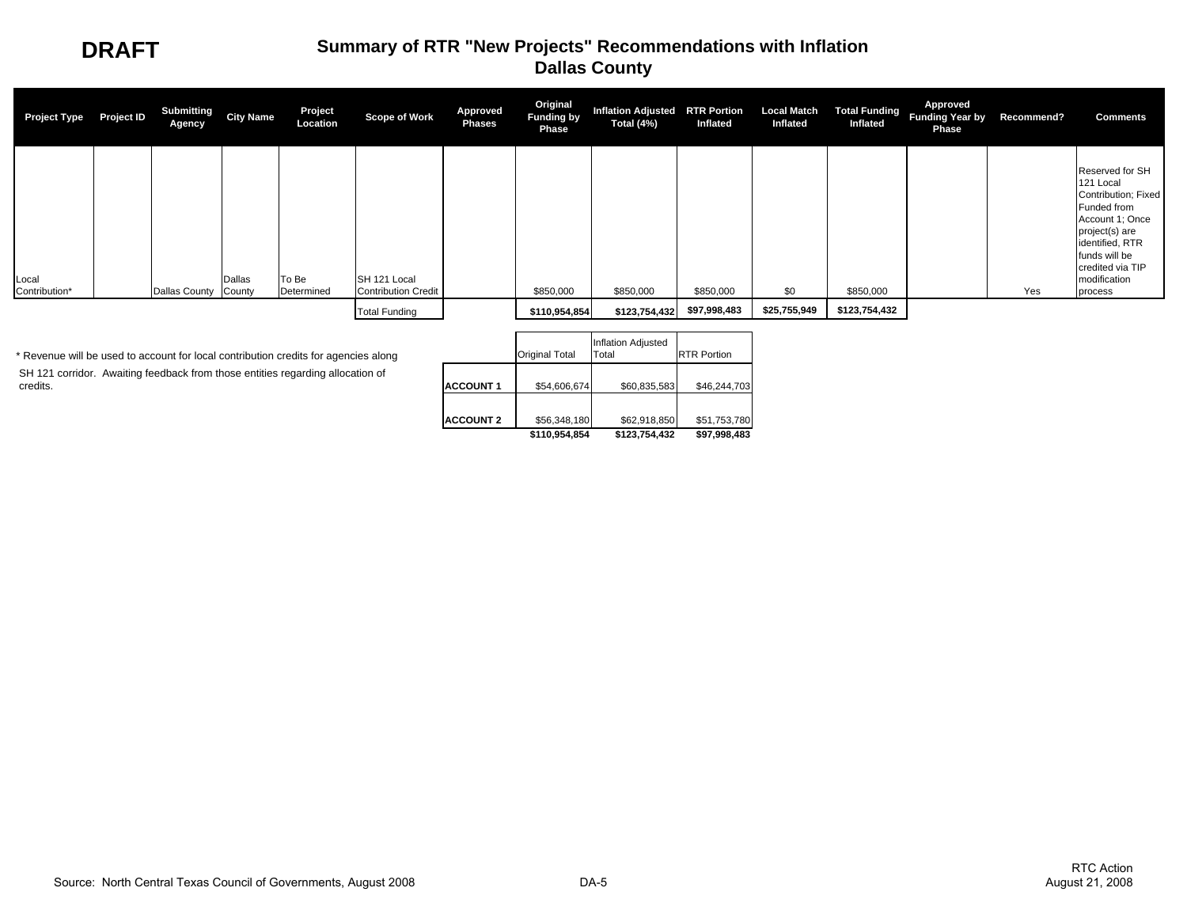**DRAFT**

# Summary of RTR "New Projects" Recommendations with Inflation
## Dallas County

| Project Type | Project ID | Submitting Agency | City Name | Project Location | Scope of Work | Approved Phases | Original Funding by Phase | Inflation Adjusted Total (4%) | RTR Portion Inflated | Local Match Inflated | Total Funding Inflated | Approved Funding Year by Phase | Recommend? | Comments |
|---|---|---|---|---|---|---|---|---|---|---|---|---|---|---|
| Local Contribution* | | Dallas County | Dallas County | To Be Determined | SH 121 Local Contribution Credit | | $850,000 | $850,000 | $850,000 | $0 | $850,000 | | Yes | Reserved for SH 121 Local Contribution; Fixed Funded from Account 1; Once project(s) are identified, RTR funds will be credited via TIP modification process |
| | | | | | Total Funding | | **$110,954,854** | **$123,754,432** | **$97,998,483** | **$25,755,949** | **$123,754,432** | | | |

* Revenue will be used to account for local contribution credits for agencies along SH 121 corridor. Awaiting feedback from those entities regarding allocation of credits.

| | Original Total | Inflation Adjusted Total | RTR Portion |
|---|---|---|---|
| **ACCOUNT 1** | $54,606,674 | $60,835,583 | $46,244,703 |
| **ACCOUNT 2** | $56,348,180 | $62,918,850 | $51,753,780 |
| | **$110,954,854** | **$123,754,432** | **$97,998,483** |

Source: North Central Texas Council of Governments, August 2008

RTC Action
August 21, 2008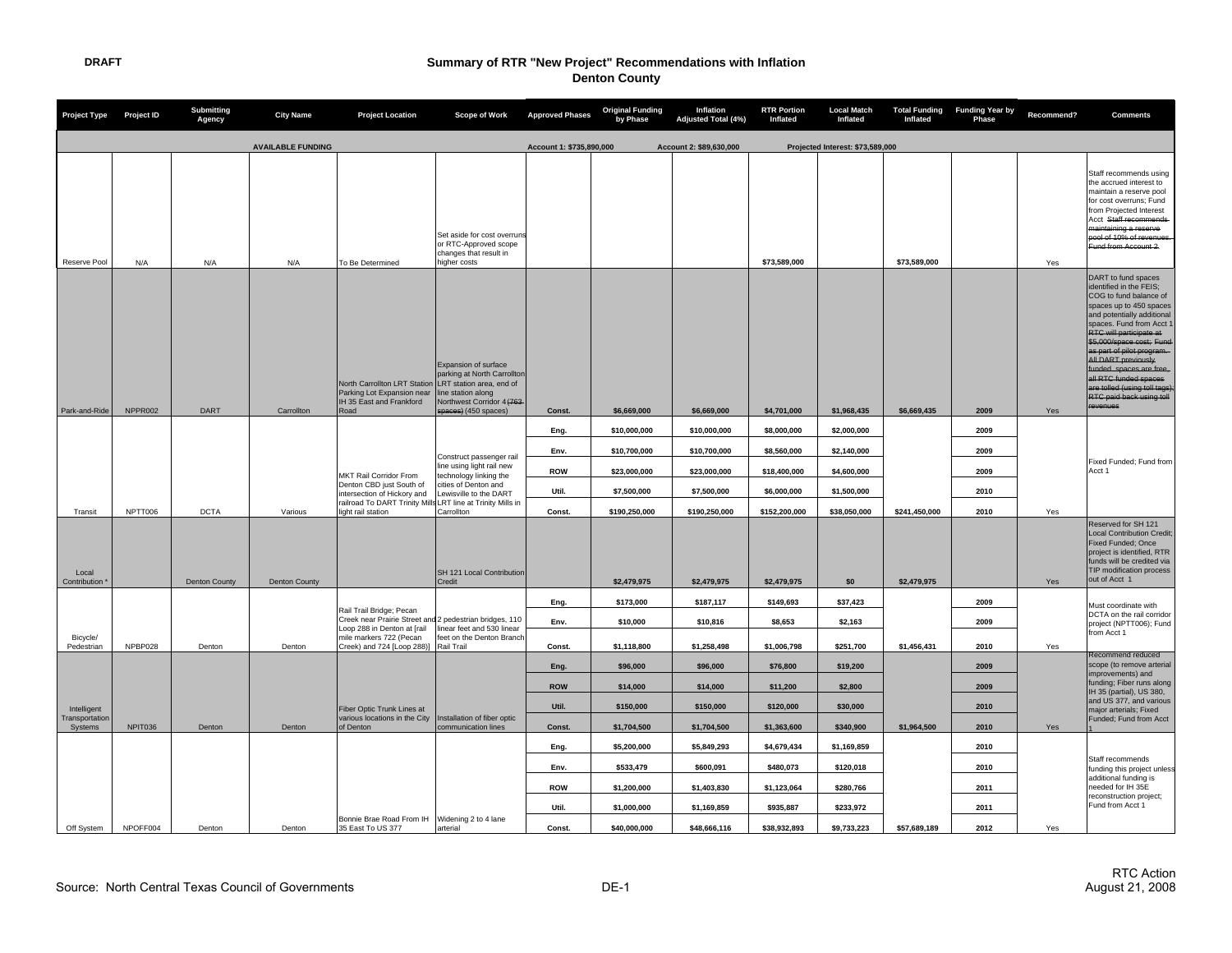DRAFT

# Summary of RTR "New Project" Recommendations with Inflation
## Denton County

| Project Type | Project ID | Submitting Agency | City Name | Project Location | Scope of Work | Approved Phases | Original Funding by Phase | Inflation Adjusted Total (4%) | RTR Portion Inflated | Local Match Inflated | Total Funding Inflated | Funding Year by Phase | Recommend? | Comments |
|---|---|---|---|---|---|---|---|---|---|---|---|---|---|---|
| | | | AVAILABLE FUNDING | | | Account 1: $735,890,000 | | Account 2: $89,630,000 | | Projected Interest: $73,589,000 | | | | |
| Reserve Pool | N/A | N/A | N/A | To Be Determined | Set aside for cost overruns or RTC-Approved scope changes that result in higher costs | | | | $73,589,000 | | $73,589,000 | | Yes | Staff recommends using the accrued interest to maintain a reserve pool for cost overruns; Fund from Projected Interest Acct ~~Staff recommends maintaining a reserve pool of 10% of revenues. Fund from Account 2~~ |
| Park-and-Ride | NPPR002 | DART | Carrollton | North Carrollton LRT Station Parking Lot Expansion near IH 35 East and Frankford Road | Expansion of surface parking at North Carrollton LRT station area, end of line station along Northwest Corridor 4 ~~(763 spaces)~~ (450 spaces) | Const. | $6,669,000 | $6,669,000 | $4,701,000 | $1,968,435 | $6,669,435 | 2009 | Yes | DART to fund spaces identified in the FEIS; COG to fund balance of spaces up to 450 spaces and potentially additional spaces. Fund from Acct 1 ~~RTC will participate at $5,000/space cost; Fund as part of pilot program. All DART previously funded spaces are free, all RTC funded spaces are tolled (using toll tags); RTC paid back using toll revenues~~ |
| Transit | NPTT006 | DCTA | Various | MKT Rail Corridor From Denton CBD just South of intersection of Hickory and railroad To DART Trinity Mills light rail station | Construct passenger rail line using light rail new technology linking the cities of Denton and Lewisville to the DART LRT line at Trinity Mills in Carrollton | Eng. | $10,000,000 | $10,000,000 | $8,000,000 | $2,000,000 | | 2009 | | Fixed Funded; Fund from Acct 1 |
| | | | | | | Env. | $10,700,000 | $10,700,000 | $8,560,000 | $2,140,000 | | 2009 | | |
| | | | | | | ROW | $23,000,000 | $23,000,000 | $18,400,000 | $4,600,000 | | 2009 | | |
| | | | | | | Util. | $7,500,000 | $7,500,000 | $6,000,000 | $1,500,000 | | 2010 | | |
| | | | | | | Const. | $190,250,000 | $190,250,000 | $152,200,000 | $38,050,000 | $241,450,000 | 2010 | Yes | |
| Local Contribution * | | Denton County | Denton County | | SH 121 Local Contribution Credit | | $2,479,975 | $2,479,975 | $2,479,975 | $0 | $2,479,975 | | Yes | Reserved for SH 121 Local Contribution Credit; Fixed Funded; Once project is identified, RTR funds will be credited via TIP modification process out of Acct 1 |
| Bicycle/ Pedestrian | NPBP028 | Denton | Denton | Rail Trail Bridge; Pecan Creek near Prairie Street and Loop 288 in Denton at [rail mile markers 722 (Pecan Creek) and 724 [Loop 288)] | 2 pedestrian bridges, 110 linear feet and 530 linear feet on the Denton Branch Rail Trail | Eng. | $173,000 | $187,117 | $149,693 | $37,423 | | 2009 | | Must coordinate with DCTA on the rail corridor project (NPTT006); Fund from Acct 1 |
| | | | | | | Env. | $10,000 | $10,816 | $8,653 | $2,163 | | 2009 | | |
| | | | | | | Const. | $1,118,800 | $1,258,498 | $1,006,798 | $251,700 | $1,456,431 | 2010 | Yes | |
| Intelligent Transportation Systems | NPIT036 | Denton | Denton | Fiber Optic Trunk Lines at various locations in the City of Denton | Installation of fiber optic communication lines | Eng. | $96,000 | $96,000 | $76,800 | $19,200 | | 2009 | | Recommend reduced scope (to remove arterial improvements) and funding; Fiber runs along IH 35 (partial), US 380, and US 377, and various major arterials; Fixed Funded; Fund from Acct 1 |
| | | | | | | ROW | $14,000 | $14,000 | $11,200 | $2,800 | | 2009 | | |
| | | | | | | Util. | $150,000 | $150,000 | $120,000 | $30,000 | | 2010 | | |
| | | | | | | Const. | $1,704,500 | $1,704,500 | $1,363,600 | $340,900 | $1,964,500 | 2010 | Yes | |
| Off System | NPOFF004 | Denton | Denton | Bonnie Brae Road From IH 35 East To US 377 | Widening 2 to 4 lane arterial | Eng. | $5,200,000 | $5,849,293 | $4,679,434 | $1,169,859 | | 2010 | | Staff recommends funding this project unless additional funding is needed for IH 35E reconstruction project; Fund from Acct 1 |
| | | | | | | Env. | $533,479 | $600,091 | $480,073 | $120,018 | | 2010 | | |
| | | | | | | ROW | $1,200,000 | $1,403,830 | $1,123,064 | $280,766 | | 2011 | | |
| | | | | | | Util. | $1,000,000 | $1,169,859 | $935,887 | $233,972 | | 2011 | | |
| | | | | | | Const. | $40,000,000 | $48,666,116 | $38,932,893 | $9,733,223 | $57,689,189 | 2012 | Yes | |

Source: North Central Texas Council of Governments

DE-1

RTC Action
August 21, 2008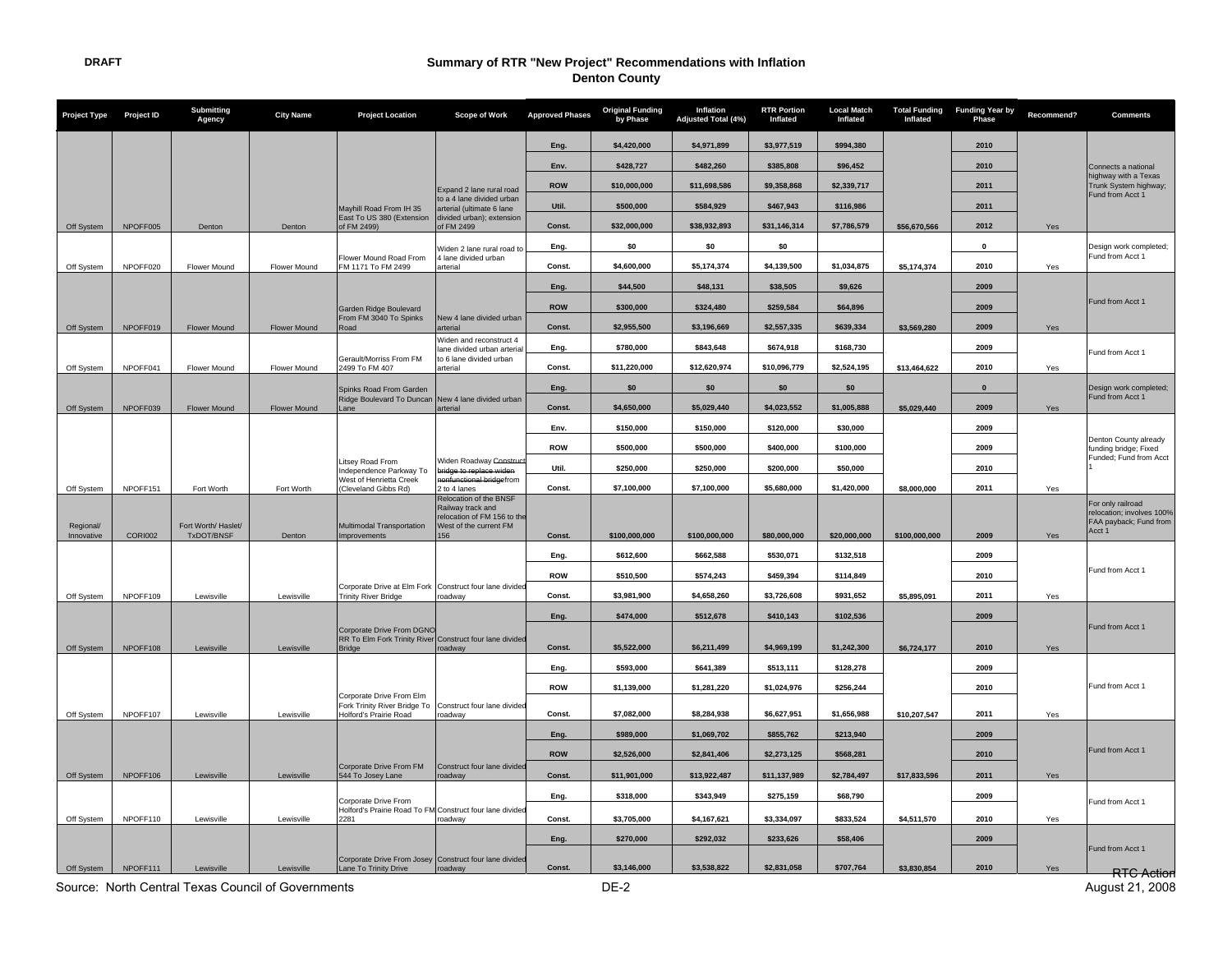DRAFT

# Summary of RTR "New Project" Recommendations with Inflation
## Denton County

| Project Type | Project ID | Submitting Agency | City Name | Project Location | Scope of Work | Approved Phases | Original Funding by Phase | Inflation Adjusted Total (4%) | RTR Portion Inflated | Local Match Inflated | Total Funding Inflated | Funding Year by Phase | Recommend? | Comments |
|---|---|---|---|---|---|---|---|---|---|---|---|---|---|---|
| Off System | NPOFF005 | Denton | Denton | Mayhill Road From IH 35 East To US 380 (Extension of FM 2499) | Expand 2 lane rural road to a 4 lane divided urban arterial (ultimate 6 lane divided urban); extension of FM 2499 | Eng. | $4,420,000 | $4,971,899 | $3,977,519 | $994,380 | $56,670,566 | 2010 | Yes | Connects a national highway with a Texas Trunk System highway; Fund from Acct 1 |
| | | | | | | Env. | $428,727 | $482,260 | $385,808 | $96,452 | | 2010 | | |
| | | | | | | ROW | $10,000,000 | $11,698,586 | $9,358,868 | $2,339,717 | | 2011 | | |
| | | | | | | Util. | $500,000 | $584,929 | $467,943 | $116,986 | | 2011 | | |
| | | | | | | Const. | $32,000,000 | $38,932,893 | $31,146,314 | $7,786,579 | | 2012 | | |
| Off System | NPOFF020 | Flower Mound | Flower Mound | Flower Mound Road From FM 1171 To FM 2499 | Widen 2 lane rural road to 4 lane divided urban arterial | Eng. | $0 | $0 | $0 | | $5,174,374 | 0 | Yes | Design work completed; Fund from Acct 1 |
| | | | | | | Const. | $4,600,000 | $5,174,374 | $4,139,500 | $1,034,875 | | 2010 | | |
| Off System | NPOFF019 | Flower Mound | Flower Mound | Garden Ridge Boulevard From FM 3040 To Spinks Road | New 4 lane divided urban arterial | Eng. | $44,500 | $48,131 | $38,505 | $9,626 | $3,569,280 | 2009 | Yes | Fund from Acct 1 |
| | | | | | | ROW | $300,000 | $324,480 | $259,584 | $64,896 | | 2009 | | |
| | | | | | | Const. | $2,955,500 | $3,196,669 | $2,557,335 | $639,334 | | 2009 | | |
| Off System | NPOFF041 | Flower Mound | Flower Mound | Gerault/Morriss From FM 2499 To FM 407 | Widen and reconstruct 4 lane divided urban arterial to 6 lane divided urban arterial | Eng. | $780,000 | $843,648 | $674,918 | $168,730 | $13,464,622 | 2009 | Yes | Fund from Acct 1 |
| | | | | | | Const. | $11,220,000 | $12,620,974 | $10,096,779 | $2,524,195 | | 2010 | | |
| Off System | NPOFF039 | Flower Mound | Flower Mound | Spinks Road From Garden Ridge Boulevard To Duncan Lane | New 4 lane divided urban arterial | Eng. | $0 | $0 | $0 | $0 | $5,029,440 | 0 | Yes | Design work completed; Fund from Acct 1 |
| | | | | | | Const. | $4,650,000 | $5,029,440 | $4,023,552 | $1,005,888 | | 2009 | | |
| Off System | NPOFF151 | Fort Worth | Fort Worth | Litsey Road From Independence Parkway To West of Henrietta Creek (Cleveland Gibbs Rd) | Widen Roadway ~~Construct bridge to replace widen nonfunctional bridge~~from 2 to 4 lanes | Env. | $150,000 | $150,000 | $120,000 | $30,000 | $8,000,000 | 2009 | Yes | Denton County already funding bridge; Fixed Funded; Fund from Acct 1 |
| | | | | | | ROW | $500,000 | $500,000 | $400,000 | $100,000 | | 2009 | | |
| | | | | | | Util. | $250,000 | $250,000 | $200,000 | $50,000 | | 2010 | | |
| | | | | | | Const. | $7,100,000 | $7,100,000 | $5,680,000 | $1,420,000 | | 2011 | | |
| Regional/ Innovative | CORI002 | Fort Worth/ Haslet/ TxDOT/BNSF | Denton | Multimodal Transportation Improvements | Relocation of the BNSF Railway track and relocation of FM 156 to the West of the current FM 156 | Const. | $100,000,000 | $100,000,000 | $80,000,000 | $20,000,000 | $100,000,000 | 2009 | Yes | For only railroad relocation; involves 100% FAA payback; Fund from Acct 1 |
| Off System | NPOFF109 | Lewisville | Lewisville | Corporate Drive at Elm Fork Trinity River Bridge | Construct four lane divided roadway | Eng. | $612,600 | $662,588 | $530,071 | $132,518 | $5,895,091 | 2009 | Yes | Fund from Acct 1 |
| | | | | | | ROW | $510,500 | $574,243 | $459,394 | $114,849 | | 2010 | | |
| | | | | | | Const. | $3,981,900 | $4,658,260 | $3,726,608 | $931,652 | | 2011 | | |
| Off System | NPOFF108 | Lewisville | Lewisville | Corporate Drive From DGNO RR To Elm Fork Trinity River Bridge | Construct four lane divided roadway | Eng. | $474,000 | $512,678 | $410,143 | $102,536 | $6,724,177 | 2009 | Yes | Fund from Acct 1 |
| | | | | | | Const. | $5,522,000 | $6,211,499 | $4,969,199 | $1,242,300 | | 2010 | | |
| Off System | NPOFF107 | Lewisville | Lewisville | Corporate Drive From Elm Fork Trinity River Bridge To Holford's Prairie Road | Construct four lane divided roadway | Eng. | $593,000 | $641,389 | $513,111 | $128,278 | $10,207,547 | 2009 | Yes | Fund from Acct 1 |
| | | | | | | ROW | $1,139,000 | $1,281,220 | $1,024,976 | $256,244 | | 2010 | | |
| | | | | | | Const. | $7,082,000 | $8,284,938 | $6,627,951 | $1,656,988 | | 2011 | | |
| Off System | NPOFF106 | Lewisville | Lewisville | Corporate Drive From FM 544 To Josey Lane | Construct four lane divided roadway | Eng. | $989,000 | $1,069,702 | $855,762 | $213,940 | $17,833,596 | 2009 | Yes | Fund from Acct 1 |
| | | | | | | ROW | $2,526,000 | $2,841,406 | $2,273,125 | $568,281 | | 2010 | | |
| | | | | | | Const. | $11,901,000 | $13,922,487 | $11,137,989 | $2,784,497 | | 2011 | | |
| Off System | NPOFF110 | Lewisville | Lewisville | Corporate Drive From Holford's Prairie Road To FM 2281 | Construct four lane divided roadway | Eng. | $318,000 | $343,949 | $275,159 | $68,790 | $4,511,570 | 2009 | Yes | Fund from Acct 1 |
| | | | | | | Const. | $3,705,000 | $4,167,621 | $3,334,097 | $833,524 | | 2010 | | |
| Off System | NPOFF111 | Lewisville | Lewisville | Corporate Drive From Josey Lane To Trinity Drive | Construct four lane divided roadway | Eng. | $270,000 | $292,032 | $233,626 | $58,406 | $3,830,854 | 2009 | Yes | Fund from Acct 1 |
| | | | | | | Const. | $3,146,000 | $3,538,822 | $2,831,058 | $707,764 | | 2010 | | |

~~RTC Action~~
August 21, 2008

Source: North Central Texas Council of Governments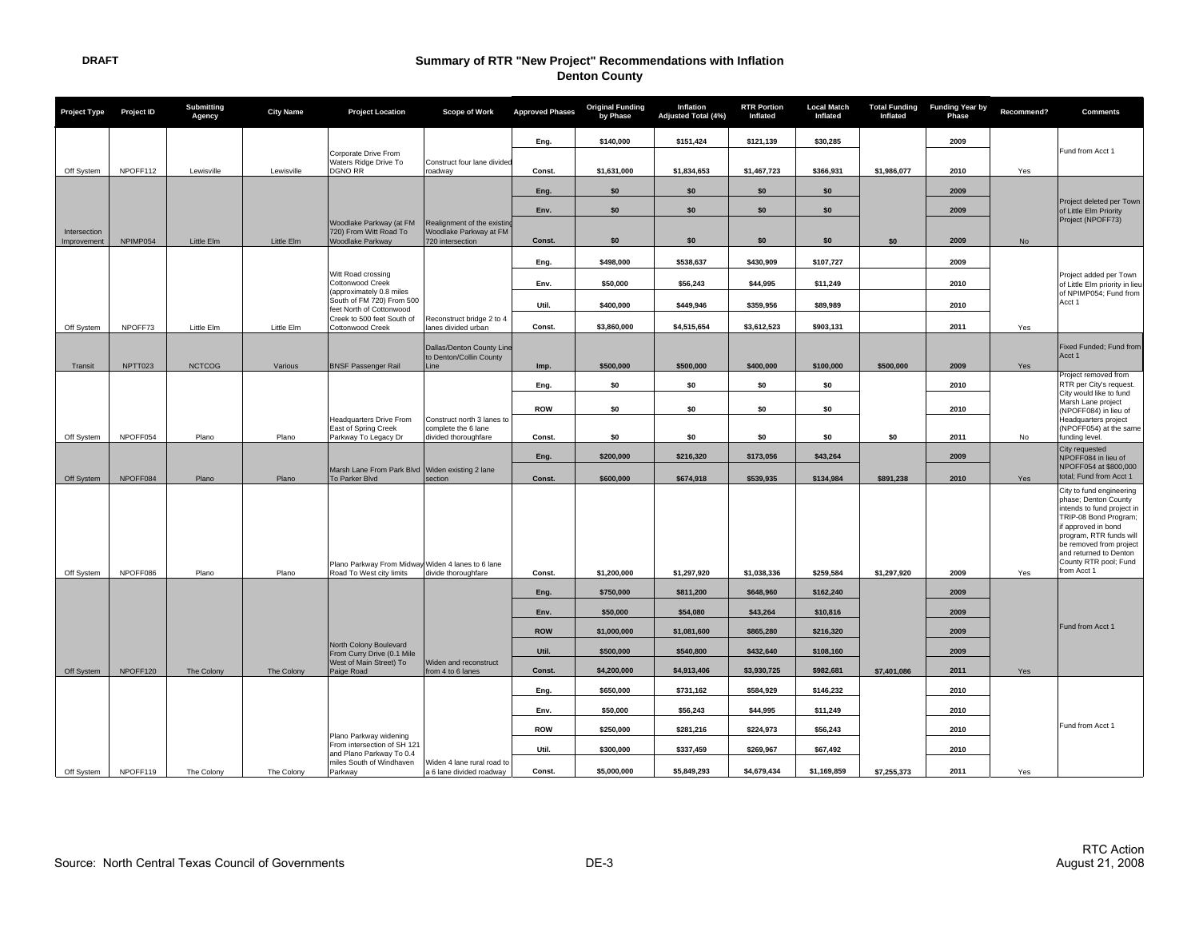DRAFT

# Summary of RTR "New Project" Recommendations with Inflation
## Denton County

| Project Type | Project ID | Submitting Agency | City Name | Project Location | Scope of Work | Approved Phases | Original Funding by Phase | Inflation Adjusted Total (4%) | RTR Portion Inflated | Local Match Inflated | Total Funding Inflated | Funding Year by Phase | Recommend? | Comments |
|---|---|---|---|---|---|---|---|---|---|---|---|---|---|---|
| Off System | NPOFF112 | Lewisville | Lewisville | Corporate Drive From Waters Ridge Drive To DGNO RR | Construct four lane divided roadway | Eng. | $140,000 | $151,424 | $121,139 | $30,285 | | 2009 | | Fund from Acct 1 |
| | | | | | | Const. | $1,631,000 | $1,834,653 | $1,467,723 | $366,931 | $1,986,077 | 2010 | Yes | |
| Intersection Improvement | NPIMP054 | Little Elm | Little Elm | Woodlake Parkway (at FM 720) From Witt Road To Woodlake Parkway | Realignment of the existing Woodlake Parkway at FM 720 intersection | Eng. | $0 | $0 | $0 | $0 | | 2009 | | Project deleted per Town of Little Elm Priority Project (NPOFF73) |
| | | | | | | Env. | $0 | $0 | $0 | $0 | | 2009 | | |
| | | | | | | Const. | $0 | $0 | $0 | $0 | $0 | 2009 | No | |
| Off System | NPOFF73 | Little Elm | Little Elm | Witt Road crossing Cottonwood Creek (approximately 0.8 miles South of FM 720) From 500 feet North of Cottonwood Creek to 500 feet South of Cottonwood Creek | Reconstruct bridge 2 to 4 lanes divided urban | Eng. | $498,000 | $538,637 | $430,909 | $107,727 | | 2009 | | Project added per Town of Little Elm priority in lieu of NPIMP054; Fund from Acct 1 |
| | | | | | | Env. | $50,000 | $56,243 | $44,995 | $11,249 | | 2010 | | |
| | | | | | | Util. | $400,000 | $449,946 | $359,956 | $89,989 | | 2010 | | |
| | | | | | | Const. | $3,860,000 | $4,515,654 | $3,612,523 | $903,131 | | 2011 | Yes | |
| Transit | NPTT023 | NCTCOG | Various | BNSF Passenger Rail | Dallas/Denton County Line to Denton/Collin County Line | Imp. | $500,000 | $500,000 | $400,000 | $100,000 | $500,000 | 2009 | Yes | Fixed Funded; Fund from Acct 1 |
| Off System | NPOFF054 | Plano | Plano | Headquarters Drive From East of Spring Creek Parkway To Legacy Dr | Construct north 3 lanes to complete the 6 lane divided thoroughfare | Eng. | $0 | $0 | $0 | $0 | | 2010 | | Project removed from RTR per City's request. City would like to fund Marsh Lane project (NPOFF084) in lieu of Headquarters project (NPOFF054) at the same funding level. |
| | | | | | | ROW | $0 | $0 | $0 | $0 | | 2010 | | |
| | | | | | | Const. | $0 | $0 | $0 | $0 | $0 | 2011 | No | |
| Off System | NPOFF084 | Plano | Plano | Marsh Lane From Park Blvd To Parker Blvd | Widen existing 2 lane section | Eng. | $200,000 | $216,320 | $173,056 | $43,264 | | 2009 | | City requested NPOFF084 in lieu of NPOFF054 at $800,000 total; Fund from Acct 1 |
| | | | | | | Const. | $600,000 | $674,918 | $539,935 | $134,984 | $891,238 | 2010 | Yes | |
| Off System | NPOFF086 | Plano | Plano | Plano Parkway From Midway Road To West city limits | Widen 4 lanes to 6 lane divide thoroughfare | Const. | $1,200,000 | $1,297,920 | $1,038,336 | $259,584 | $1,297,920 | 2009 | Yes | City to fund engineering phase; Denton County intends to fund project in TRIP-08 Bond Program; if approved in bond program, RTR funds will be removed from project and returned to Denton County RTR pool; Fund from Acct 1 |
| Off System | NPOFF120 | The Colony | The Colony | North Colony Boulevard From Curry Drive (0.1 Mile West of Main Street) To Paige Road | Widen and reconstruct from 4 to 6 lanes | Eng. | $750,000 | $811,200 | $648,960 | $162,240 | | 2009 | | Fund from Acct 1 |
| | | | | | | Env. | $50,000 | $54,080 | $43,264 | $10,816 | | 2009 | | |
| | | | | | | ROW | $1,000,000 | $1,081,600 | $865,280 | $216,320 | | 2009 | | |
| | | | | | | Util. | $500,000 | $540,800 | $432,640 | $108,160 | | 2009 | | |
| | | | | | | Const. | $4,200,000 | $4,913,406 | $3,930,725 | $982,681 | $7,401,086 | 2011 | Yes | |
| Off System | NPOFF119 | The Colony | The Colony | Plano Parkway widening From intersection of SH 121 and Plano Parkway To 0.4 miles South of Windhaven Parkway | Widen 4 lane rural road to a 6 lane divided roadway | Eng. | $650,000 | $731,162 | $584,929 | $146,232 | | 2010 | | Fund from Acct 1 |
| | | | | | | Env. | $50,000 | $56,243 | $44,995 | $11,249 | | 2010 | | |
| | | | | | | ROW | $250,000 | $281,216 | $224,973 | $56,243 | | 2010 | | |
| | | | | | | Util. | $300,000 | $337,459 | $269,967 | $67,492 | | 2010 | | |
| | | | | | | Const. | $5,000,000 | $5,849,293 | $4,679,434 | $1,169,859 | $7,255,373 | 2011 | Yes | |

Source: North Central Texas Council of Governments

DE-3

RTC Action
August 21, 2008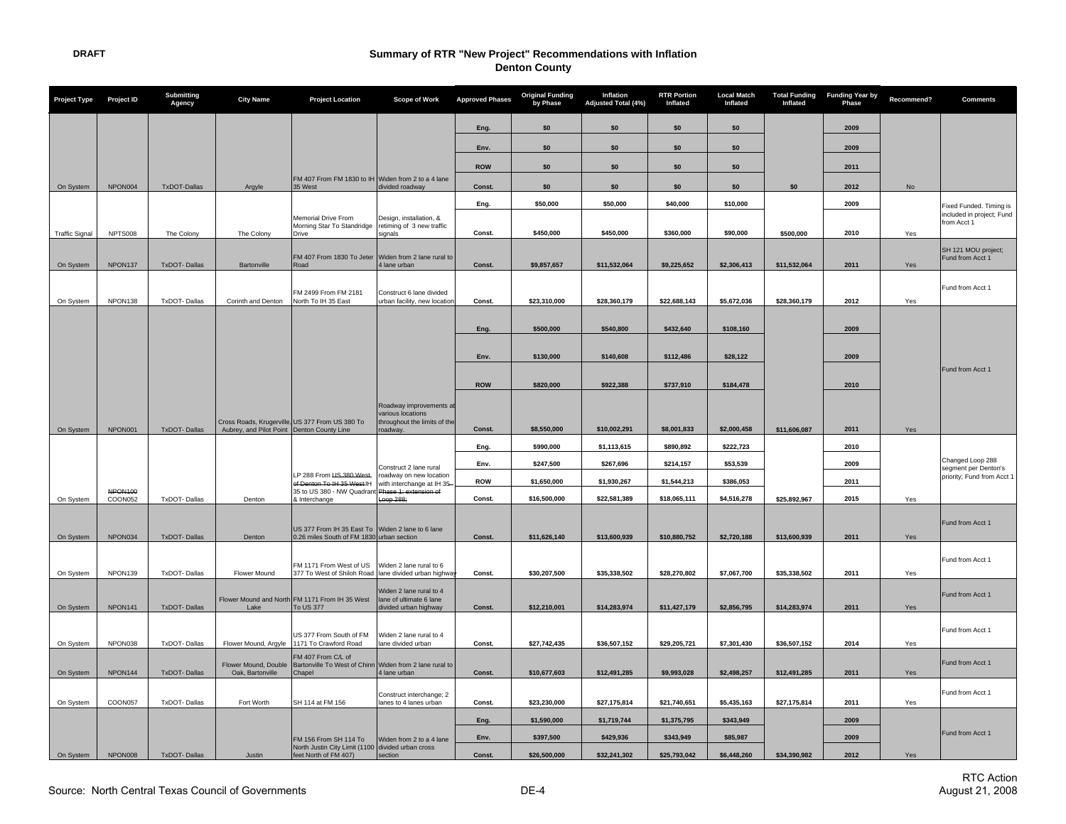DRAFT

# Summary of RTR "New Project" Recommendations with Inflation
## Denton County

| Project Type | Project ID | Submitting Agency | City Name | Project Location | Scope of Work | Approved Phases | Original Funding by Phase | Inflation Adjusted Total (4%) | RTR Portion Inflated | Local Match Inflated | Total Funding Inflated | Funding Year by Phase | Recommend? | Comments |
|---|---|---|---|---|---|---|---|---|---|---|---|---|---|---|
| | | | | | | Eng. | $0 | $0 | $0 | $0 | | 2009 | | |
| | | | | | | Env. | $0 | $0 | $0 | $0 | | 2009 | | |
| | | | | | | ROW | $0 | $0 | $0 | $0 | | 2011 | | |
| On System | NPON004 | TxDOT-Dallas | Argyle | FM 407 From FM 1830 to IH 35 West | Widen from 2 to a 4 lane divided roadway | Const. | $0 | $0 | $0 | $0 | $0 | 2012 | No | |
| | | | | | | Eng. | $50,000 | $50,000 | $40,000 | $10,000 | | 2009 | | Fixed Funded. Timing is included in project; Fund from Acct 1 |
| Traffic Signal | NPTS008 | The Colony | The Colony | Memorial Drive From Morning Star To Standridge Drive | Design, installation, & retiming of 3 new traffic signals | Const. | $450,000 | $450,000 | $360,000 | $90,000 | $500,000 | 2010 | Yes | |
| On System | NPON137 | TxDOT- Dallas | Bartonville | FM 407 From 1830 To Jeter Road | Widen from 2 lane rural to 4 lane urban | Const. | $9,857,657 | $11,532,064 | $9,225,652 | $2,306,413 | $11,532,064 | 2011 | Yes | SH 121 MOU project; Fund from Acct 1 |
| On System | NPON138 | TxDOT- Dallas | Corinth and Denton | FM 2499 From FM 2181 North To IH 35 East | Construct 6 lane divided urban facility, new location | Const. | $23,310,000 | $28,360,179 | $22,688,143 | $5,672,036 | $28,360,179 | 2012 | Yes | Fund from Acct 1 |
| | | | | | | Eng. | $500,000 | $540,800 | $432,640 | $108,160 | | 2009 | | Fund from Acct 1 |
| | | | | | | Env. | $130,000 | $140,608 | $112,486 | $28,122 | | 2009 | | |
| | | | | | | ROW | $820,000 | $922,388 | $737,910 | $184,478 | | 2010 | | |
| On System | NPON001 | TxDOT- Dallas | Cross Roads, Krugerville, Aubrey, and Pilot Point | US 377 From US 380 To Denton County Line | Roadway improvements at various locations throughout the limits of the roadway. | Const. | $8,550,000 | $10,002,291 | $8,001,833 | $2,000,458 | $11,606,087 | 2011 | Yes | |
| | | | | | | Eng. | $990,000 | $1,113,615 | $890,892 | $222,723 | | 2010 | | Changed Loop 288 segment per Denton's priority; Fund from Acct 1 |
| | | | | | | Env. | $247,500 | $267,696 | $214,157 | $53,539 | | 2009 | | |
| | | | | | | ROW | $1,650,000 | $1,930,267 | $1,544,213 | $386,053 | | 2011 | | |
| On System | ~~NPON100~~ COON052 | TxDOT- Dallas | Denton | LP 288 From ~~US 380 West of Denton To IH 35 West~~ IH 35 to US 380 - NW Quadrant & Interchange | Construct 2 lane rural roadway on new location with interchange at IH 35 ~~Phase 1: extension of Loop 288;~~ | Const. | $16,500,000 | $22,581,389 | $18,065,111 | $4,516,278 | $25,892,967 | 2015 | Yes | |
| On System | NPON034 | TxDOT- Dallas | Denton | US 377 From IH 35 East To 0.26 miles South of FM 1830 | Widen 2 lane to 6 lane urban section | Const. | $11,626,140 | $13,600,939 | $10,880,752 | $2,720,188 | $13,600,939 | 2011 | Yes | Fund from Acct 1 |
| On System | NPON139 | TxDOT- Dallas | Flower Mound | FM 1171 From West of US 377 To West of Shiloh Road | Widen 2 lane rural to 6 lane divided urban highway | Const. | $30,207,500 | $35,338,502 | $28,270,802 | $7,067,700 | $35,338,502 | 2011 | Yes | Fund from Acct 1 |
| On System | NPON141 | TxDOT- Dallas | Flower Mound and North Lake | FM 1171 From IH 35 West To US 377 | Widen 2 lane rural to 4 lane of ultimate 6 lane divided urban highway | Const. | $12,210,001 | $14,283,974 | $11,427,179 | $2,856,795 | $14,283,974 | 2011 | Yes | Fund from Acct 1 |
| On System | NPON038 | TxDOT- Dallas | Flower Mound, Argyle | US 377 From South of FM 1171 To Crawford Road | Widen 2 lane rural to 4 lane divided urban | Const. | $27,742,435 | $36,507,152 | $29,205,721 | $7,301,430 | $36,507,152 | 2014 | Yes | Fund from Acct 1 |
| On System | NPON144 | TxDOT- Dallas | Flower Mound, Double Oak, Bartonville | FM 407 From C/L of Bartonville To West of Chinn Chapel | Widen from 2 lane rural to 4 lane urban | Const. | $10,677,603 | $12,491,285 | $9,993,028 | $2,498,257 | $12,491,285 | 2011 | Yes | Fund from Acct 1 |
| On System | COON057 | TxDOT- Dallas | Fort Worth | SH 114 at FM 156 | Construct interchange; 2 lanes to 4 lanes urban | Const. | $23,230,000 | $27,175,814 | $21,740,651 | $5,435,163 | $27,175,814 | 2011 | Yes | Fund from Acct 1 |
| | | | | | | Eng. | $1,590,000 | $1,719,744 | $1,375,795 | $343,949 | | 2009 | | Fund from Acct 1 |
| | | | | | | Env. | $397,500 | $429,936 | $343,949 | $85,987 | | 2009 | | |
| On System | NPON008 | TxDOT- Dallas | Justin | FM 156 From SH 114 To North Justin City Limit (1100 feet North of FM 407) | Widen from 2 to a 4 lane divided urban cross section | Const. | $26,500,000 | $32,241,302 | $25,793,042 | $6,448,260 | $34,390,982 | 2012 | Yes | |

Source: North Central Texas Council of Governments

DE-4

RTC Action
August 21, 2008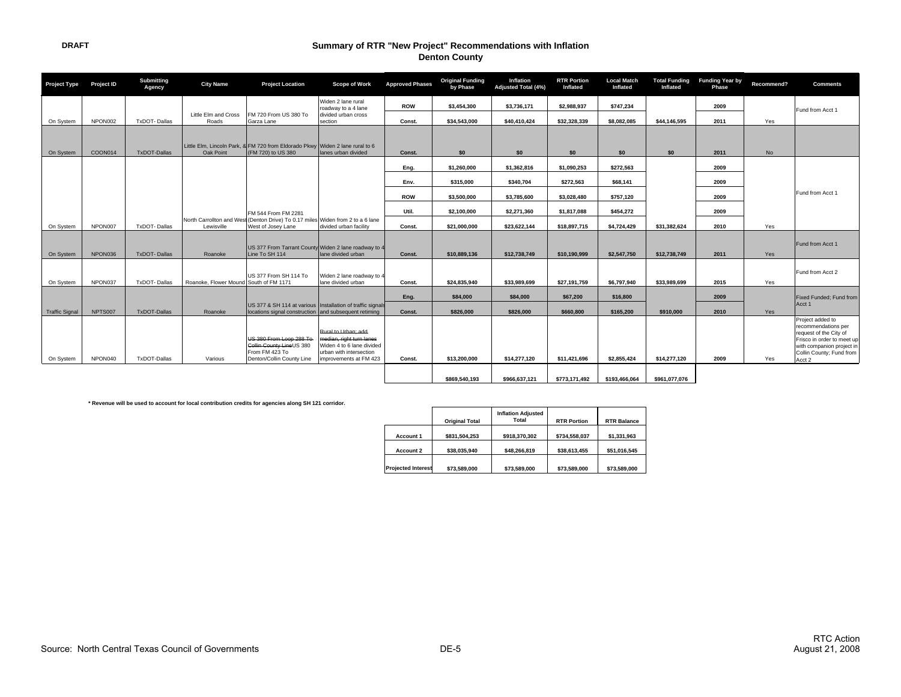DRAFT

# Summary of RTR "New Project" Recommendations with Inflation
## Denton County

| Project Type | Project ID | Submitting Agency | City Name | Project Location | Scope of Work | Approved Phases | Original Funding by Phase | Inflation Adjusted Total (4%) | RTR Portion Inflated | Local Match Inflated | Total Funding Inflated | Funding Year by Phase | Recommend? | Comments |
|---|---|---|---|---|---|---|---|---|---|---|---|---|---|---|
| On System | NPON002 | TxDOT- Dallas | Little Elm and Cross Roads | FM 720 From US 380 To Garza Lane | Widen 2 lane rural roadway to a 4 lane divided urban cross section | ROW | $3,454,300 | $3,736,171 | $2,988,937 | $747,234 | | 2009 | | Fund from Acct 1 |
| | | | | | | Const. | $34,543,000 | $40,410,424 | $32,328,339 | $8,082,085 | $44,146,595 | 2011 | Yes | |
| On System | COON014 | TxDOT-Dallas | Little Elm, Lincoln Park, & Oak Point | FM 720 from Eldorado Pkwy (FM 720) to US 380 | Widen 2 lane rural to 6 lanes urban divided | Const. | $0 | $0 | $0 | $0 | $0 | 2011 | No | |
| On System | NPON007 | TxDOT- Dallas | North Carrollton and West Lewisville | FM 544 From FM 2281 (Denton Drive) To 0.17 miles West of Josey Lane | Widen from 2 to a 6 lane divided urban facility | Eng. | $1,260,000 | $1,362,816 | $1,090,253 | $272,563 | | 2009 | | Fund from Acct 1 |
| | | | | | | Env. | $315,000 | $340,704 | $272,563 | $68,141 | | 2009 | | |
| | | | | | | ROW | $3,500,000 | $3,785,600 | $3,028,480 | $757,120 | | 2009 | | |
| | | | | | | Util. | $2,100,000 | $2,271,360 | $1,817,088 | $454,272 | | 2009 | | |
| | | | | | | Const. | $21,000,000 | $23,622,144 | $18,897,715 | $4,724,429 | $31,382,624 | 2010 | Yes | |
| On System | NPON036 | TxDOT- Dallas | Roanoke | US 377 From Tarrant County Line To SH 114 | Widen 2 lane roadway to 4 lane divided urban | Const. | $10,889,136 | $12,738,749 | $10,190,999 | $2,547,750 | $12,738,749 | 2011 | Yes | Fund from Acct 1 |
| On System | NPON037 | TxDOT- Dallas | Roanoke, Flower Mound | US 377 From SH 114 To South of FM 1171 | Widen 2 lane roadway to 4 lane divided urban | Const. | $24,835,940 | $33,989,699 | $27,191,759 | $6,797,940 | $33,989,699 | 2015 | Yes | Fund from Acct 2 |
| Traffic Signal | NPTS007 | TxDOT-Dallas | Roanoke | US 377 & SH 114 at various locations signal construction | Installation of traffic signals and subsequent retiming | Eng. | $84,000 | $84,000 | $67,200 | $16,800 | | 2009 | | Fixed Funded; Fund from Acct 1 |
| | | | | | | Const. | $826,000 | $826,000 | $660,800 | $165,200 | $910,000 | 2010 | Yes | |
| On System | NPON040 | TxDOT-Dallas | Various | ~~US 380 From Loop 288 To Collin County Line~~ US 380 From FM 423 To Denton/Collin County Line | ~~Rural to Urban; add median, right turn lanes~~ Widen 4 to 6 lane divided urban with intersection improvements at FM 423 | Const. | $13,200,000 | $14,277,120 | $11,421,696 | $2,855,424 | $14,277,120 | 2009 | Yes | Project added to recommendations per request of the City of Frisco in order to meet up with companion project in Collin County; Fund from Acct 2 |
| | | | | | | | $869,540,193 | $966,637,121 | $773,171,492 | $193,466,064 | $961,077,076 | | | |

* Revenue will be used to account for local contribution credits for agencies along SH 121 corridor.

| | Original Total | Inflation Adjusted Total | RTR Portion | RTR Balance |
|---|---|---|---|---|
| Account 1 | $831,504,253 | $918,370,302 | $734,558,037 | $1,331,963 |
| Account 2 | $38,035,940 | $48,266,819 | $38,613,455 | $51,016,545 |
| Projected Interest | $73,589,000 | $73,589,000 | $73,589,000 | $73,589,000 |

Source: North Central Texas Council of Governments

DE-5

RTC Action
August 21, 2008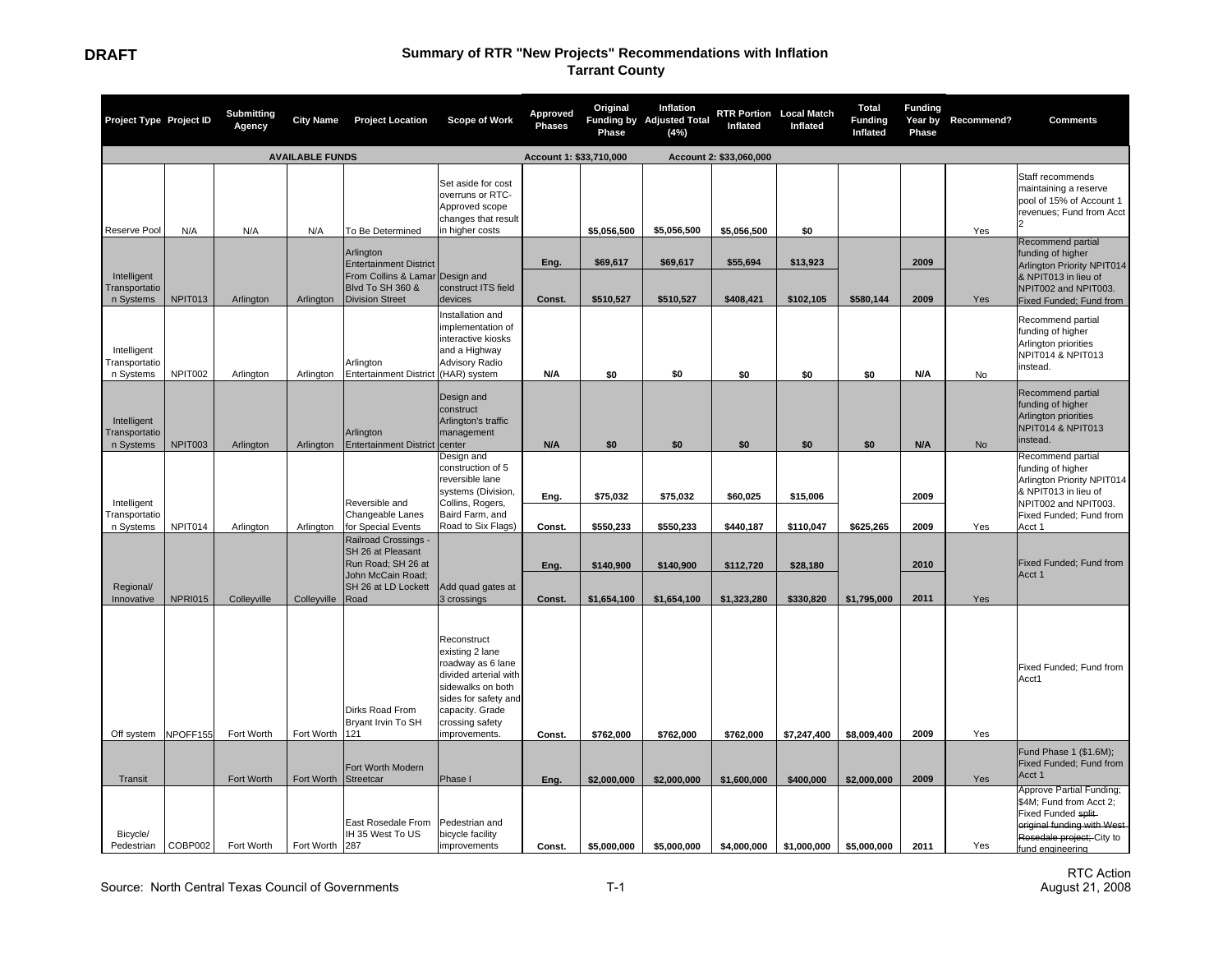**DRAFT**

# Summary of RTR "New Projects" Recommendations with Inflation
## Tarrant County

| Project Type | Project ID | Submitting Agency | City Name | Project Location | Scope of Work | Approved Phases | Original Funding by Phase | Inflation Adjusted Total (4%) | RTR Portion Inflated | Local Match Inflated | Total Funding Inflated | Funding Year by Phase | Recommend? | Comments |
|---|---|---|---|---|---|---|---|---|---|---|---|---|---|---|
| | | AVAILABLE FUNDS | | | | Account 1: $33,710,000 | | Account 2: $33,060,000 | | | | | | |
| Reserve Pool | N/A | N/A | N/A | To Be Determined | Set aside for cost overruns or RTC-Approved scope changes that result in higher costs | | $5,056,500 | $5,056,500 | $5,056,500 | $0 | | | Yes | Staff recommends maintaining a reserve pool of 15% of Account 1 revenues; Fund from Acct 2 |
| Intelligent Transportation Systems | NPIT013 | Arlington | Arlington | Arlington Entertainment District From Collins & Lamar Blvd To SH 360 & Division Street | Design and construct ITS field devices | Eng. | $69,617 | $69,617 | $55,694 | $13,923 | | 2009 | | Recommend partial funding of higher Arlington Priority NPIT014 & NPIT013 in lieu of NPIT002 and NPIT003. Fixed Funded; Fund from |
| | | | | | | Const. | $510,527 | $510,527 | $408,421 | $102,105 | $580,144 | 2009 | Yes | |
| Intelligent Transportation Systems | NPIT002 | Arlington | Arlington | Arlington Entertainment District | Installation and implementation of interactive kiosks and a Highway Advisory Radio (HAR) system | N/A | $0 | $0 | $0 | $0 | $0 | N/A | No | Recommend partial funding of higher Arlington priorities NPIT014 & NPIT013 instead. |
| Intelligent Transportation Systems | NPIT003 | Arlington | Arlington | Arlington Entertainment District | Design and construct Arlington's traffic management center | N/A | $0 | $0 | $0 | $0 | $0 | N/A | No | Recommend partial funding of higher Arlington priorities NPIT014 & NPIT013 instead. |
| Intelligent Transportation Systems | NPIT014 | Arlington | Arlington | Reversible and Changeable Lanes for Special Events | Design and construction of 5 reversible lane systems (Division, Collins, Rogers, Baird Farm, and Road to Six Flags) | Eng. | $75,032 | $75,032 | $60,025 | $15,006 | | 2009 | | Recommend partial funding of higher Arlington Priority NPIT014 & NPIT013 in lieu of NPIT002 and NPIT003. Fixed Funded; Fund from Acct 1 |
| | | | | | | Const. | $550,233 | $550,233 | $440,187 | $110,047 | $625,265 | 2009 | Yes | |
| Regional/ Innovative | NPRI015 | Colleyville | Colleyville | Railroad Crossings - SH 26 at Pleasant Run Road; SH 26 at John McCain Road; SH 26 at LD Lockett Road | Add quad gates at 3 crossings | Eng. | $140,900 | $140,900 | $112,720 | $28,180 | | 2010 | | Fixed Funded; Fund from Acct 1 |
| | | | | | | Const. | $1,654,100 | $1,654,100 | $1,323,280 | $330,820 | $1,795,000 | 2011 | Yes | |
| Off system | NPOFF155 | Fort Worth | Fort Worth | Dirks Road From Bryant Irvin To SH 121 | Reconstruct existing 2 lane roadway as 6 lane divided arterial with sidewalks on both sides for safety and capacity. Grade crossing safety improvements. | Const. | $762,000 | $762,000 | $762,000 | $7,247,400 | $8,009,400 | 2009 | Yes | Fixed Funded; Fund from Acct1 |
| Transit | | Fort Worth | Fort Worth | Fort Worth Modern Streetcar | Phase I | Eng. | $2,000,000 | $2,000,000 | $1,600,000 | $400,000 | $2,000,000 | 2009 | Yes | Fund Phase 1 ($1.6M); Fixed Funded; Fund from Acct 1 |
| Bicycle/ Pedestrian | COBP002 | Fort Worth | Fort Worth | East Rosedale From IH 35 West To US 287 | Pedestrian and bicycle facility improvements | Const. | $5,000,000 | $5,000,000 | $4,000,000 | $1,000,000 | $5,000,000 | 2011 | Yes | Approve Partial Funding; $4M; Fund from Acct 2; Fixed Funded ~~split original funding with West Rosedale project;~~ City to fund engineering |

Source: North Central Texas Council of Governments

RTC Action
August 21, 2008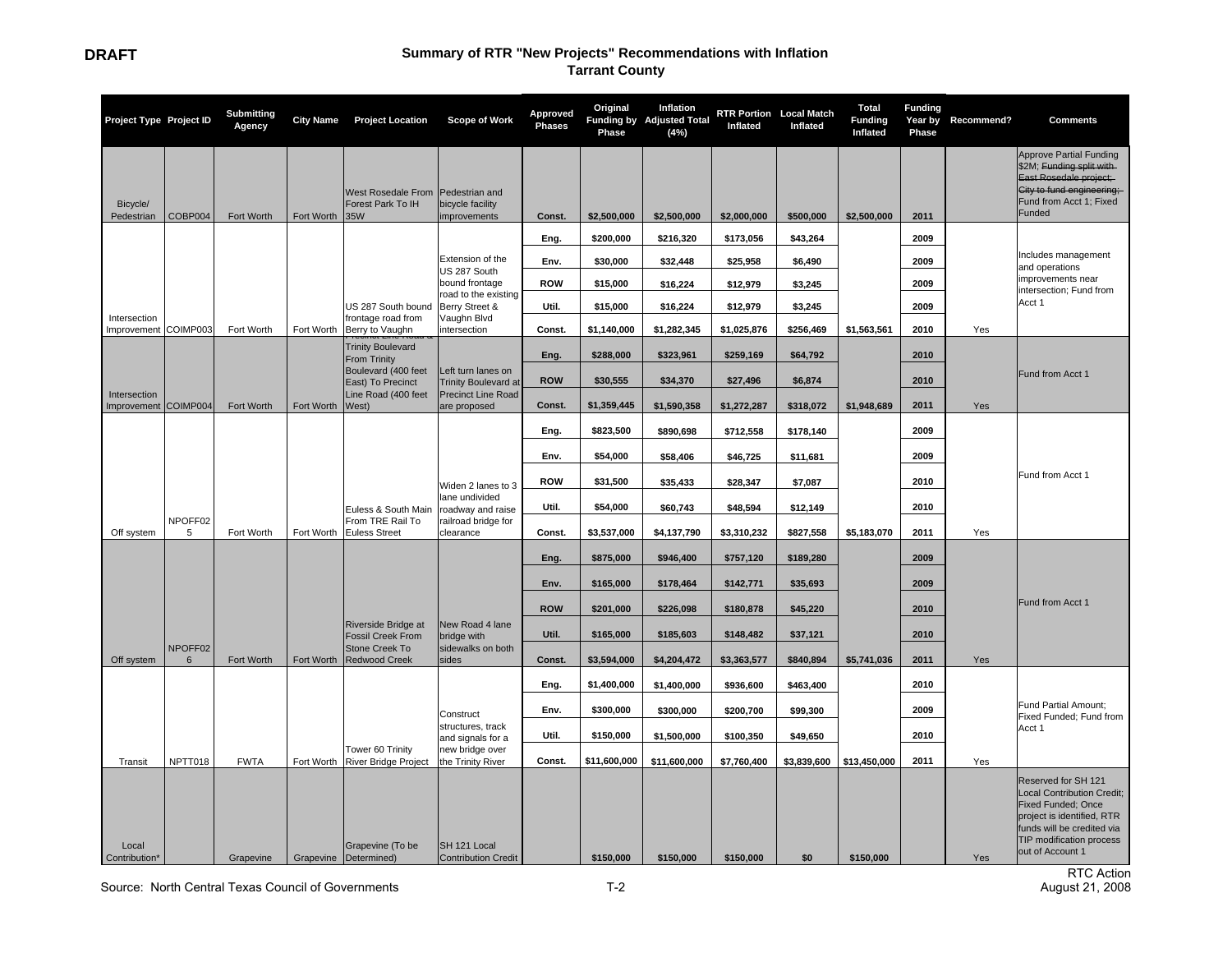**DRAFT**

## Summary of RTR "New Projects" Recommendations with Inflation
## Tarrant County

| Project Type | Project ID | Submitting Agency | City Name | Project Location | Scope of Work | Approved Phases | Original Funding by Phase | Inflation Adjusted Total (4%) | RTR Portion Inflated | Local Match Inflated | Total Funding Inflated | Funding Year by Phase | Recommend? | Comments |
|---|---|---|---|---|---|---|---|---|---|---|---|---|---|---|
| Bicycle/ Pedestrian | COBP004 | Fort Worth | Fort Worth | West Rosedale From Forest Park To IH 35W | Pedestrian and bicycle facility improvements | Const. | $2,500,000 | $2,500,000 | $2,000,000 | $500,000 | $2,500,000 | 2011 | | Approve Partial Funding $2M; ~~Funding split with East Rosedale project; City to fund engineering;~~ Fund from Acct 1; Fixed Funded |
| Intersection Improvement | COIMP003 | Fort Worth | Fort Worth | US 287 South bound frontage road from Berry to Vaughn | Extension of the US 287 South bound frontage road to the existing Berry Street & Vaughn Blvd intersection | Eng. | $200,000 | $216,320 | $173,056 | $43,264 | | 2009 | | Includes management and operations improvements near intersection; Fund from Acct 1 |
| | | | | | | Env. | $30,000 | $32,448 | $25,958 | $6,490 | | 2009 | | |
| | | | | | | ROW | $15,000 | $16,224 | $12,979 | $3,245 | | 2009 | | |
| | | | | | | Util. | $15,000 | $16,224 | $12,979 | $3,245 | | 2009 | | |
| | | | | | | Const. | $1,140,000 | $1,282,345 | $1,025,876 | $256,469 | $1,563,561 | 2010 | Yes | |
| Intersection Improvement | COIMP004 | Fort Worth | Fort Worth | Precinct Line Road & Trinity Boulevard From Trinity Boulevard (400 feet East) To Precinct Line Road (400 feet West) | Left turn lanes on Trinity Boulevard at Precinct Line Road are proposed | Eng. | $288,000 | $323,961 | $259,169 | $64,792 | | 2010 | | Fund from Acct 1 |
| | | | | | | ROW | $30,555 | $34,370 | $27,496 | $6,874 | | 2010 | | |
| | | | | | | Const. | $1,359,445 | $1,590,358 | $1,272,287 | $318,072 | $1,948,689 | 2011 | Yes | |
| Off system | NPOFF025 | Fort Worth | Fort Worth | Euless & South Main From TRE Rail To Euless Street | Widen 2 lanes to 3 lane undivided roadway and raise railroad bridge for clearance | Eng. | $823,500 | $890,698 | $712,558 | $178,140 | | 2009 | | Fund from Acct 1 |
| | | | | | | Env. | $54,000 | $58,406 | $46,725 | $11,681 | | 2009 | | |
| | | | | | | ROW | $31,500 | $35,433 | $28,347 | $7,087 | | 2010 | | |
| | | | | | | Util. | $54,000 | $60,743 | $48,594 | $12,149 | | 2010 | | |
| | | | | | | Const. | $3,537,000 | $4,137,790 | $3,310,232 | $827,558 | $5,183,070 | 2011 | Yes | |
| Off system | NPOFF026 | Fort Worth | Fort Worth | Riverside Bridge at Fossil Creek From Stone Creek To Redwood Creek | New Road 4 lane bridge with sidewalks on both sides | Eng. | $875,000 | $946,400 | $757,120 | $189,280 | | 2009 | | Fund from Acct 1 |
| | | | | | | Env. | $165,000 | $178,464 | $142,771 | $35,693 | | 2009 | | |
| | | | | | | ROW | $201,000 | $226,098 | $180,878 | $45,220 | | 2010 | | |
| | | | | | | Util. | $165,000 | $185,603 | $148,482 | $37,121 | | 2010 | | |
| | | | | | | Const. | $3,594,000 | $4,204,472 | $3,363,577 | $840,894 | $5,741,036 | 2011 | Yes | |
| Transit | NPTT018 | FWTA | Fort Worth | Tower 60 Trinity River Bridge Project | Construct structures, track and signals for a new bridge over the Trinity River | Eng. | $1,400,000 | $1,400,000 | $936,600 | $463,400 | | 2010 | | Fund Partial Amount; Fixed Funded; Fund from Acct 1 |
| | | | | | | Env. | $300,000 | $300,000 | $200,700 | $99,300 | | 2009 | | |
| | | | | | | Util. | $150,000 | $1,500,000 | $100,350 | $49,650 | | 2010 | | |
| | | | | | | Const. | $11,600,000 | $11,600,000 | $7,760,400 | $3,839,600 | $13,450,000 | 2011 | Yes | |
| Local Contribution* | | Grapevine | Grapevine | Grapevine (To be Determined) | SH 121 Local Contribution Credit | | $150,000 | $150,000 | $150,000 | $0 | $150,000 | | Yes | Reserved for SH 121 Local Contribution Credit; Fixed Funded; Once project is identified, RTR funds will be credited via TIP modification process out of Account 1 |

Source: North Central Texas Council of Governments

RTC Action
August 21, 2008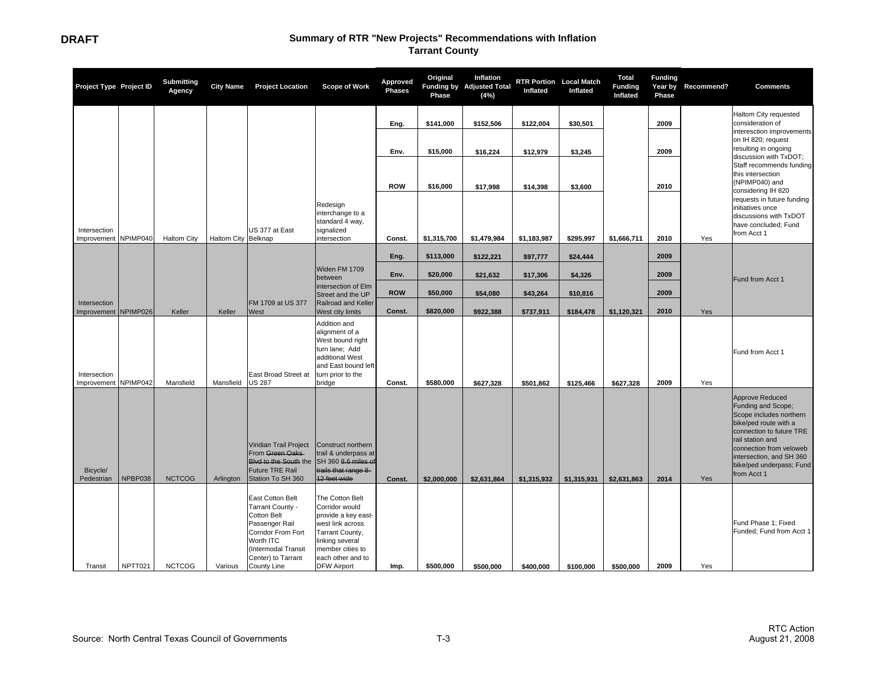**DRAFT**

## Summary of RTR "New Projects" Recommendations with Inflation
## Tarrant County

| Project Type | Project ID | Submitting Agency | City Name | Project Location | Scope of Work | Approved Phases | Original Funding by Phase | Inflation Adjusted Total (4%) | RTR Portion Inflated | Local Match Inflated | Total Funding Inflated | Funding Year by Phase | Recommend? | Comments |
|---|---|---|---|---|---|---|---|---|---|---|---|---|---|---|
| Intersection Improvement | NPIMP040 | Haltom City | Haltom City | US 377 at East Belknap | Redesign interchange to a standard 4 way, signalized intersection | Eng. | $141,000 | $152,506 | $122,004 | $30,501 | | 2009 | | Haltom City requested consideration of interesction improvements on IH 820; request resulting in ongoing discussion with TxDOT; Staff recommends funding this intersection (NPIMP040) and considering IH 820 requests in future funding initiatives once discussions with TxDOT have concluded; Fund from Acct 1 |
| | | | | | | Env. | $15,000 | $16,224 | $12,979 | $3,245 | | 2009 | | |
| | | | | | | ROW | $16,000 | $17,998 | $14,398 | $3,600 | | 2010 | | |
| | | | | | | Const. | $1,315,700 | $1,479,984 | $1,183,987 | $295,997 | $1,666,711 | 2010 | Yes | |
| Intersection Improvement | NPIMP026 | Keller | Keller | FM 1709 at US 377 West | Widen FM 1709 between intersection of Elm Street and the UP Railroad and Keller West city limits | Eng. | $113,000 | $122,221 | $97,777 | $24,444 | | 2009 | | Fund from Acct 1 |
| | | | | | | Env. | $20,000 | $21,632 | $17,306 | $4,326 | | 2009 | | |
| | | | | | | ROW | $50,000 | $54,080 | $43,264 | $10,816 | | 2009 | | |
| | | | | | | Const. | $820,000 | $922,388 | $737,911 | $184,478 | $1,120,321 | 2010 | Yes | |
| Intersection Improvement | NPIMP042 | Mansfield | Mansfield | East Broad Street at US 287 | Addition and alignment of a West bound right turn lane; Add additional West and East bound left turn prior to the bridge | Const. | $580,000 | $627,328 | $501,862 | $125,466 | $627,328 | 2009 | Yes | Fund from Acct 1 |
| Bicycle/ Pedestrian | NPBP038 | NCTCOG | Arlington | Viridian Trail Project From ~~Green Oaks Blvd to the South~~ the Future TRE Rail Station To SH 360 | Construct northern trail & underpass at SH 360 ~~8.6 miles of trails that range 8-12 feet wide~~ | Const. | $2,000,000 | $2,631,864 | $1,315,932 | $1,315,931 | $2,631,863 | 2014 | Yes | Approve Reduced Funding and Scope; Scope includes northern bike/ped route with a connection to future TRE rail station and connection from veloweb intersection, and SH 360 bike/ped underpass; Fund from Acct 1 |
| Transit | NPTT021 | NCTCOG | Various | East Cotton Belt Tarrant County - Cotton Belt Passenger Rail Corridor From Fort Worth ITC (Intermodal Transit Center) to Tarrant County Line | The Cotton Belt Corridor would provide a key east-west link across Tarrant County, linking several member cities to each other and to DFW Airport | Imp. | $500,000 | $500,000 | $400,000 | $100,000 | $500,000 | 2009 | Yes | Fund Phase 1; Fixed Funded; Fund from Acct 1 |

Source: North Central Texas Council of Governments

RTC Action
August 21, 2008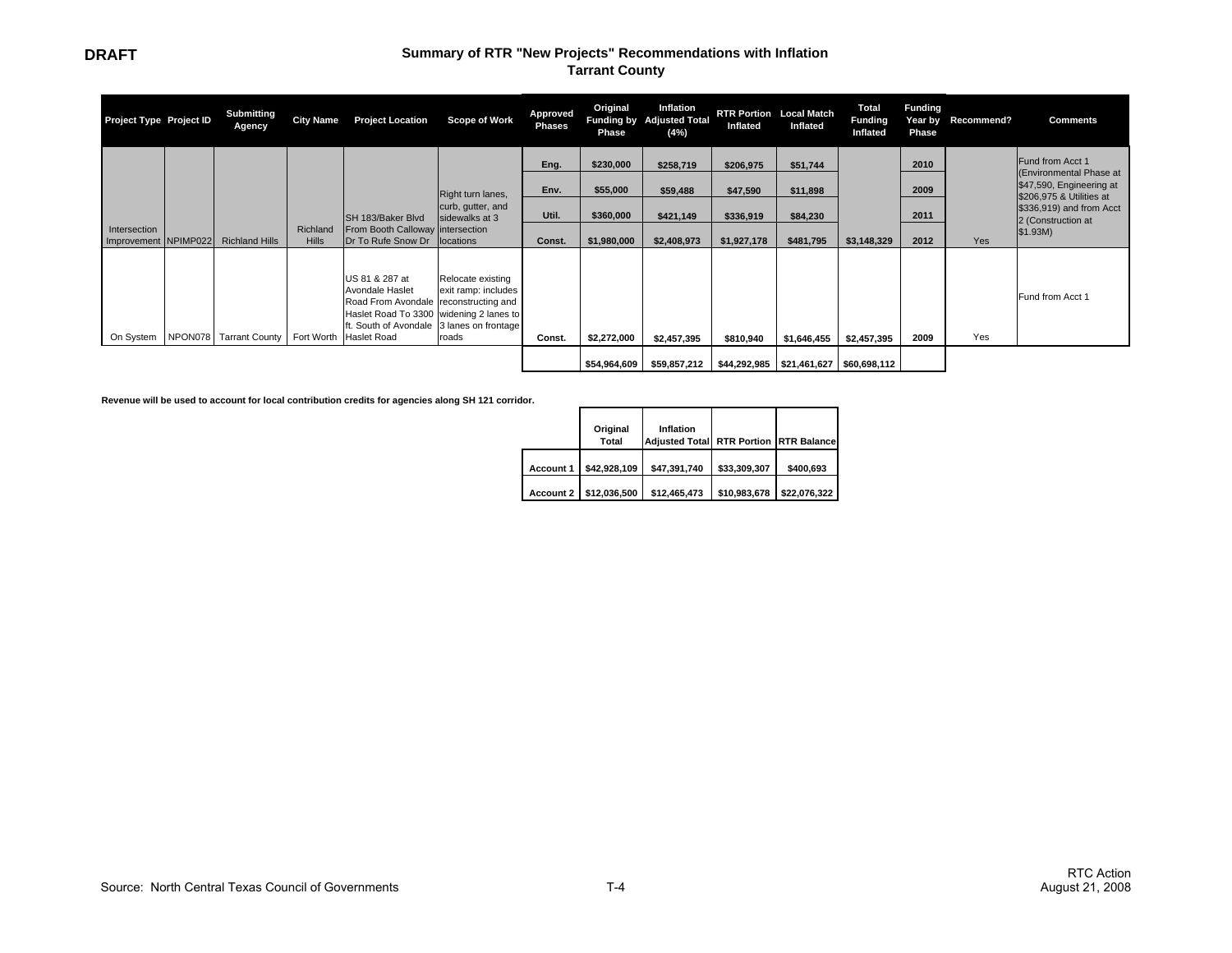**DRAFT**

## Summary of RTR "New Projects" Recommendations with Inflation
## Tarrant County

| Project Type | Project ID | Submitting Agency | City Name | Project Location | Scope of Work | Approved Phases | Original Funding by Phase | Inflation Adjusted Total (4%) | RTR Portion Inflated | Local Match Inflated | Total Funding Inflated | Funding Year by Phase | Recommend? | Comments |
|---|---|---|---|---|---|---|---|---|---|---|---|---|---|---|
| Intersection Improvement | NPIMP022 | Richland Hills | Richland Hills | SH 183/Baker Blvd From Booth Calloway Dr To Rufe Snow Dr | Right turn lanes, curb, gutter, and sidewalks at 3 intersection locations | Eng. | $230,000 | $258,719 | $206,975 | $51,744 | | 2010 | | Fund from Acct 1 (Environmental Phase at $47,590, Engineering at $206,975 & Utilities at $336,919) and from Acct 2 (Construction at $1.93M) |
| | | | | | | Env. | $55,000 | $59,488 | $47,590 | $11,898 | | 2009 | | |
| | | | | | | Util. | $360,000 | $421,149 | $336,919 | $84,230 | | 2011 | | |
| | | | | | | Const. | $1,980,000 | $2,408,973 | $1,927,178 | $481,795 | $3,148,329 | 2012 | Yes | |
| On System | NPON078 | Tarrant County | Fort Worth | US 81 & 287 at Avondale Haslet Road From Avondale Haslet Road To 3300 ft. South of Avondale Haslet Road | Relocate existing exit ramp: includes reconstructing and widening 2 lanes to 3 lanes on frontage roads | Const. | $2,272,000 | $2,457,395 | $810,940 | $1,646,455 | $2,457,395 | 2009 | Yes | Fund from Acct 1 |
| | | | | | | | $54,964,609 | $59,857,212 | $44,292,985 | $21,461,627 | $60,698,112 | | | |

**Revenue will be used to account for local contribution credits for agencies along SH 121 corridor.**

| | Original Total | Inflation Adjusted Total | RTR Portion | RTR Balance |
|---|---|---|---|---|
| Account 1 | $42,928,109 | $47,391,740 | $33,309,307 | $400,693 |
| Account 2 | $12,036,500 | $12,465,473 | $10,983,678 | $22,076,322 |

Source: North Central Texas Council of Governments

RTC Action
August 21, 2008